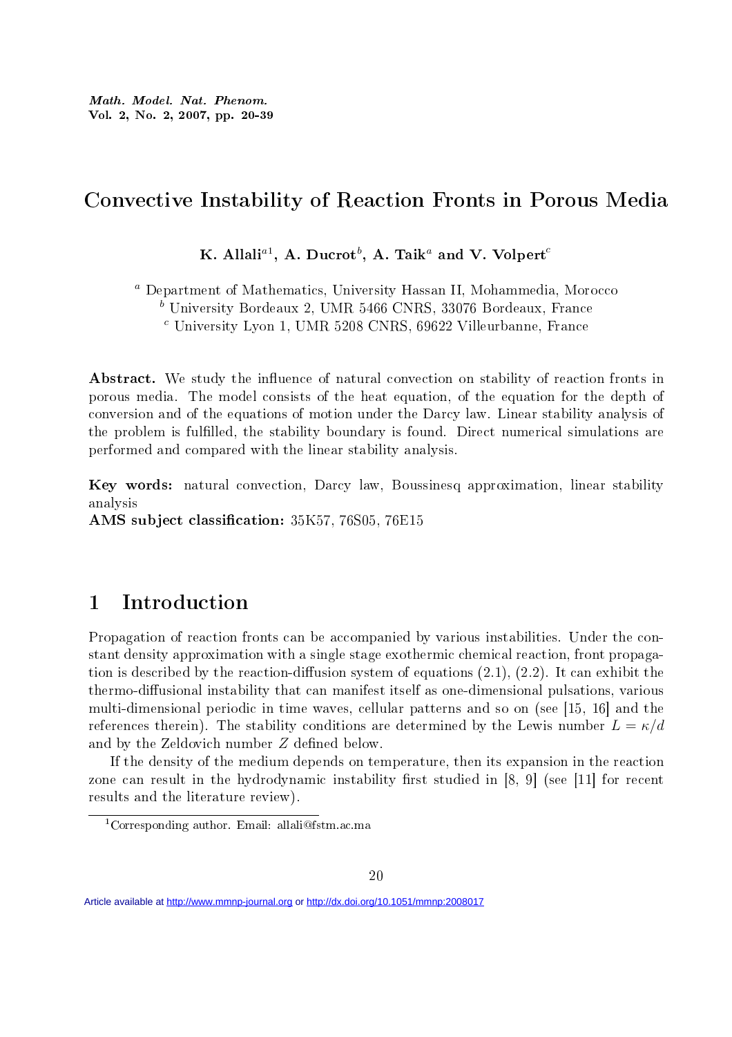# Convective Instability of Reaction Fronts in Porous Media

**K. Allali[a1], A. Ducrot[b], A. Taik[a] and V. Volpert[c]**

[a] Department of Mathematics, University Hassan II, Mohammedia, Morocco
[b] University Bordeaux 2, UMR 5466 CNRS, 33076 Bordeaux, France
[c] University Lyon 1, UMR 5208 CNRS, 69622 Villeurbanne, France

**Abstract.** We study the influence of natural convection on stability of reaction fronts in porous media. The model consists of the heat equation, of the equation for the depth of conversion and of the equations of motion under the Darcy law. Linear stability analysis of the problem is fulfilled, the stability boundary is found. Direct numerical simulations are performed and compared with the linear stability analysis.

**Key words:** natural convection, Darcy law, Boussinesq approximation, linear stability analysis
**AMS subject classification:** 35K57, 76S05, 76E15

## 1 Introduction

Propagation of reaction fronts can be accompanied by various instabilities. Under the constant density approximation with a single stage exothermic chemical reaction, front propagation is described by the reaction-diffusion system of equations (2.1), (2.2). It can exhibit the thermo-diffusional instability that can manifest itself as one-dimensional pulsations, various multi-dimensional periodic in time waves, cellular patterns and so on (see [15, 16] and the references therein). The stability conditions are determined by the Lewis number $L = \kappa/d$ and by the Zeldovich number $Z$ defined below.

If the density of the medium depends on temperature, then its expansion in the reaction zone can result in the hydrodynamic instability first studied in [8, 9] (see [11] for recent results and the literature review).

[1] Corresponding author. Email: allali@fstm.ac.ma

Article available at http://www.mmnp-journal.org or http://dx.doi.org/10.1051/mmnp:2008017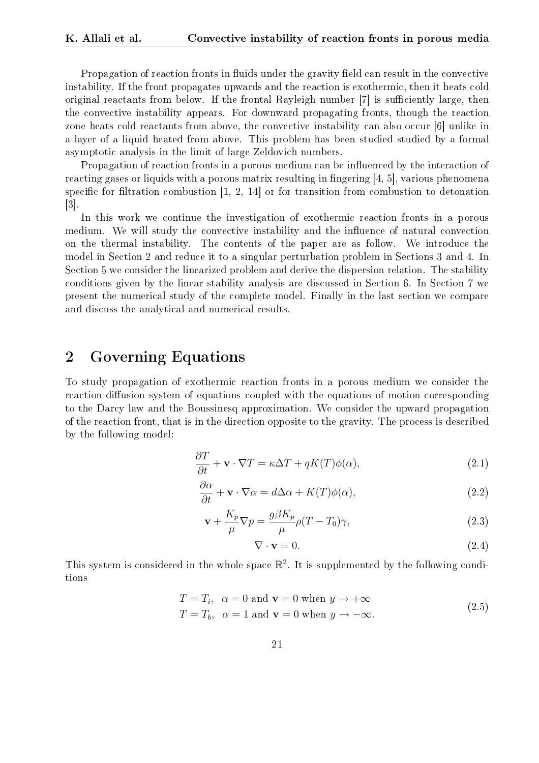Propagation of reaction fronts in fluids under the gravity field can result in the convective instability. If the front propagates upwards and the reaction is exothermic, then it heats cold original reactants from below. If the frontal Rayleigh number [7] is sufficiently large, then the convective instability appears. For downward propagating fronts, though the reaction zone heats cold reactants from above, the convective instability can also occur [6] unlike in a layer of a liquid heated from above. This problem has been studied studied by a formal asymptotic analysis in the limit of large Zeldovich numbers.

Propagation of reaction fronts in a porous medium can be influenced by the interaction of reacting gases or liquids with a porous matrix resulting in fingering [4, 5], various phenomena specific for filtration combustion [1, 2, 14] or for transition from combustion to detonation [3].

In this work we continue the investigation of exothermic reaction fronts in a porous medium. We will study the convective instability and the influence of natural convection on the thermal instability. The contents of the paper are as follow. We introduce the model in Section 2 and reduce it to a singular perturbation problem in Sections 3 and 4. In Section 5 we consider the linearized problem and derive the dispersion relation. The stability conditions given by the linear stability analysis are discussed in Section 6. In Section 7 we present the numerical study of the complete model. Finally in the last section we compare and discuss the analytical and numerical results.

## 2 Governing Equations

To study propagation of exothermic reaction fronts in a porous medium we consider the reaction-diffusion system of equations coupled with the equations of motion corresponding to the Darcy law and the Boussinesq approximation. We consider the upward propagation of the reaction front, that is in the direction opposite to the gravity. The process is described by the following model:

$$\frac{\partial T}{\partial t} + \mathbf{v} \cdot \nabla T = \kappa \Delta T + qK(T)\phi(\alpha), \tag{2.1}$$

$$\frac{\partial \alpha}{\partial t} + \mathbf{v} \cdot \nabla \alpha = d\Delta \alpha + K(T)\phi(\alpha), \tag{2.2}$$

$$\mathbf{v} + \frac{K_p}{\mu}\nabla p = \frac{g\beta K_p}{\mu}\rho(T - T_0)\gamma, \tag{2.3}$$

$$\nabla \cdot \mathbf{v} = 0. \tag{2.4}$$

This system is considered in the whole space $\mathbb{R}^2$. It is supplemented by the following conditions

$$\begin{aligned} &T = T_i, \;\; \alpha = 0 \text{ and } \mathbf{v} = 0 \text{ when } y \to +\infty \\ &T = T_b, \;\; \alpha = 1 \text{ and } \mathbf{v} = 0 \text{ when } y \to -\infty. \end{aligned} \tag{2.5}$$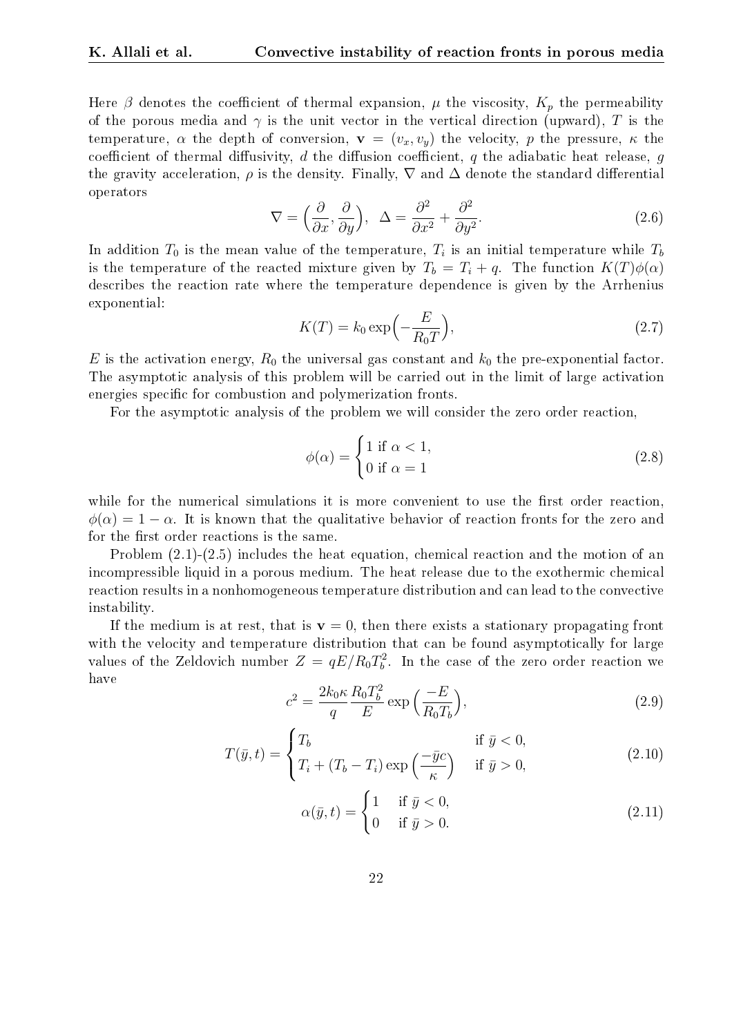Here $\beta$ denotes the coefficient of thermal expansion, $\mu$ the viscosity, $K_p$ the permeability of the porous media and $\gamma$ is the unit vector in the vertical direction (upward), $T$ is the temperature, $\alpha$ the depth of conversion, $\mathbf{v} = (v_x, v_y)$ the velocity, $p$ the pressure, $\kappa$ the coefficient of thermal diffusivity, $d$ the diffusion coefficient, $q$ the adiabatic heat release, $g$ the gravity acceleration, $\rho$ is the density. Finally, $\nabla$ and $\Delta$ denote the standard differential operators

$$\nabla = \Big(\frac{\partial}{\partial x}, \frac{\partial}{\partial y}\Big), \quad \Delta = \frac{\partial^2}{\partial x^2} + \frac{\partial^2}{\partial y^2}. \tag{2.6}$$

In addition $T_0$ is the mean value of the temperature, $T_i$ is an initial temperature while $T_b$ is the temperature of the reacted mixture given by $T_b = T_i + q$. The function $K(T)\phi(\alpha)$ describes the reaction rate where the temperature dependence is given by the Arrhenius exponential:

$$K(T) = k_0 \exp\Big(-\frac{E}{R_0 T}\Big), \tag{2.7}$$

$E$ is the activation energy, $R_0$ the universal gas constant and $k_0$ the pre-exponential factor. The asymptotic analysis of this problem will be carried out in the limit of large activation energies specific for combustion and polymerization fronts.

For the asymptotic analysis of the problem we will consider the zero order reaction,

$$\phi(\alpha) = \begin{cases} 1 \text{ if } \alpha < 1, \\ 0 \text{ if } \alpha = 1 \end{cases} \tag{2.8}$$

while for the numerical simulations it is more convenient to use the first order reaction, $\phi(\alpha) = 1 - \alpha$. It is known that the qualitative behavior of reaction fronts for the zero and for the first order reactions is the same.

Problem (2.1)-(2.5) includes the heat equation, chemical reaction and the motion of an incompressible liquid in a porous medium. The heat release due to the exothermic chemical reaction results in a nonhomogeneous temperature distribution and can lead to the convective instability.

If the medium is at rest, that is $\mathbf{v} = 0$, then there exists a stationary propagating front with the velocity and temperature distribution that can be found asymptotically for large values of the Zeldovich number $Z = qE/R_0 T_b^2$. In the case of the zero order reaction we have

$$c^2 = \frac{2k_0\kappa}{q}\frac{R_0 T_b^2}{E}\exp\Big(\frac{-E}{R_0 T_b}\Big), \tag{2.9}$$

$$T(\bar{y}, t) = \begin{cases} T_b & \text{if } \bar{y} < 0, \\ T_i + (T_b - T_i)\exp\Big(\dfrac{-\bar{y}c}{\kappa}\Big) & \text{if } \bar{y} > 0, \end{cases} \tag{2.10}$$

$$\alpha(\bar{y}, t) = \begin{cases} 1 & \text{if } \bar{y} < 0, \\ 0 & \text{if } \bar{y} > 0. \end{cases} \tag{2.11}$$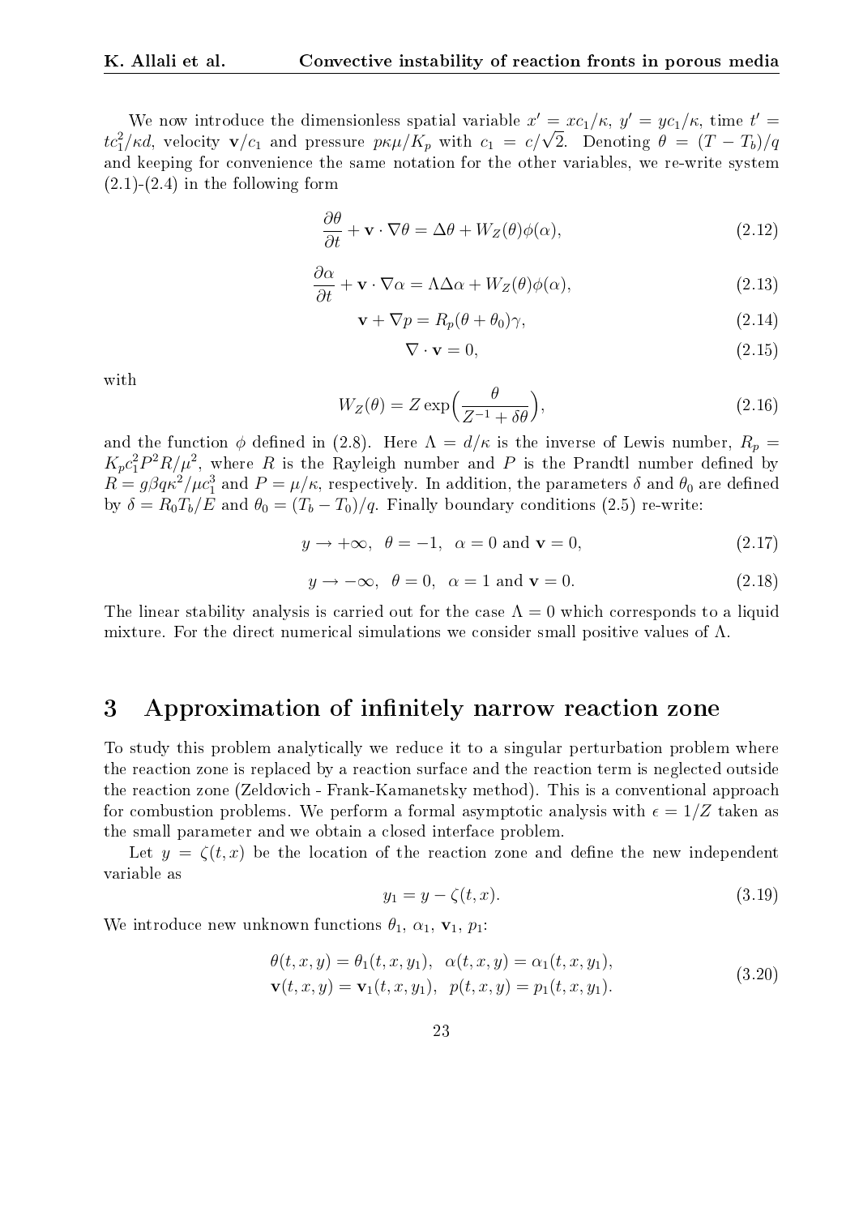We now introduce the dimensionless spatial variable $x' = xc_1/\kappa$, $y' = yc_1/\kappa$, time $t' = tc_1^2/\kappa d$, velocity $\mathbf{v}/c_1$ and pressure $p\kappa\mu/K_p$ with $c_1 = c/\sqrt{2}$. Denoting $\theta = (T - T_b)/q$ and keeping for convenience the same notation for the other variables, we re-write system (2.1)-(2.4) in the following form

$$\frac{\partial \theta}{\partial t} + \mathbf{v} \cdot \nabla \theta = \Delta \theta + W_Z(\theta)\phi(\alpha), \tag{2.12}$$

$$\frac{\partial \alpha}{\partial t} + \mathbf{v} \cdot \nabla \alpha = \Lambda \Delta \alpha + W_Z(\theta)\phi(\alpha), \tag{2.13}$$

$$\mathbf{v} + \nabla p = R_p(\theta + \theta_0)\gamma, \tag{2.14}$$

$$\nabla \cdot \mathbf{v} = 0, \tag{2.15}$$

with

$$W_Z(\theta) = Z \exp\Big(\frac{\theta}{Z^{-1} + \delta\theta}\Big), \tag{2.16}$$

and the function $\phi$ defined in (2.8). Here $\Lambda = d/\kappa$ is the inverse of Lewis number, $R_p = K_p c_1^2 P^2 R/\mu^2$, where $R$ is the Rayleigh number and $P$ is the Prandtl number defined by $R = g\beta q \kappa^2/\mu c_1^3$ and $P = \mu/\kappa$, respectively. In addition, the parameters $\delta$ and $\theta_0$ are defined by $\delta = R_0 T_b/E$ and $\theta_0 = (T_b - T_0)/q$. Finally boundary conditions (2.5) re-write:

$$y \to +\infty, \;\; \theta = -1, \;\; \alpha = 0 \text{ and } \mathbf{v} = 0, \tag{2.17}$$

$$y \to -\infty, \;\; \theta = 0, \;\; \alpha = 1 \text{ and } \mathbf{v} = 0. \tag{2.18}$$

The linear stability analysis is carried out for the case $\Lambda = 0$ which corresponds to a liquid mixture. For the direct numerical simulations we consider small positive values of $\Lambda$.

# 3 Approximation of infinitely narrow reaction zone

To study this problem analytically we reduce it to a singular perturbation problem where the reaction zone is replaced by a reaction surface and the reaction term is neglected outside the reaction zone (Zeldovich - Frank-Kamanetsky method). This is a conventional approach for combustion problems. We perform a formal asymptotic analysis with $\epsilon = 1/Z$ taken as the small parameter and we obtain a closed interface problem.

Let $y = \zeta(t, x)$ be the location of the reaction zone and define the new independent variable as

$$y_1 = y - \zeta(t, x). \tag{3.19}$$

We introduce new unknown functions $\theta_1$, $\alpha_1$, $\mathbf{v}_1$, $p_1$:

$$\begin{aligned} \theta(t, x, y) &= \theta_1(t, x, y_1), \;\; \alpha(t, x, y) = \alpha_1(t, x, y_1), \\ \mathbf{v}(t, x, y) &= \mathbf{v}_1(t, x, y_1), \;\; p(t, x, y) = p_1(t, x, y_1). \end{aligned} \tag{3.20}$$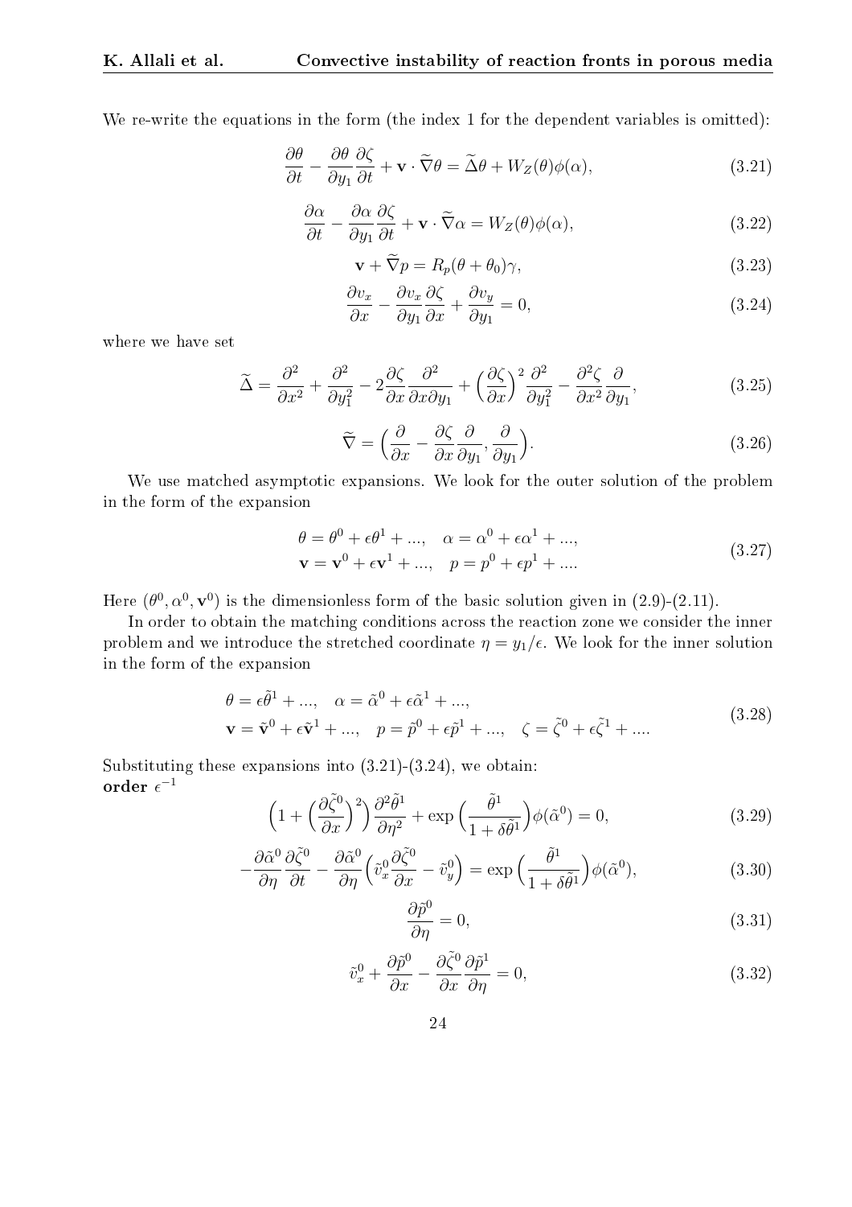We re-write the equations in the form (the index 1 for the dependent variables is omitted):

$$\frac{\partial \theta}{\partial t} - \frac{\partial \theta}{\partial y_1}\frac{\partial \zeta}{\partial t} + \mathbf{v} \cdot \widetilde{\nabla}\theta = \widetilde{\Delta}\theta + W_Z(\theta)\phi(\alpha), \tag{3.21}$$

$$\frac{\partial \alpha}{\partial t} - \frac{\partial \alpha}{\partial y_1}\frac{\partial \zeta}{\partial t} + \mathbf{v} \cdot \widetilde{\nabla}\alpha = W_Z(\theta)\phi(\alpha), \tag{3.22}$$

$$\mathbf{v} + \widetilde{\nabla} p = R_p(\theta + \theta_0)\gamma, \tag{3.23}$$

$$\frac{\partial v_x}{\partial x} - \frac{\partial v_x}{\partial y_1}\frac{\partial \zeta}{\partial x} + \frac{\partial v_y}{\partial y_1} = 0, \tag{3.24}$$

where we have set

$$\widetilde{\Delta} = \frac{\partial^2}{\partial x^2} + \frac{\partial^2}{\partial y_1^2} - 2\frac{\partial \zeta}{\partial x}\frac{\partial^2}{\partial x \partial y_1} + \Big(\frac{\partial \zeta}{\partial x}\Big)^2 \frac{\partial^2}{\partial y_1^2} - \frac{\partial^2 \zeta}{\partial x^2}\frac{\partial}{\partial y_1}, \tag{3.25}$$

$$\widetilde{\nabla} = \Big(\frac{\partial}{\partial x} - \frac{\partial \zeta}{\partial x}\frac{\partial}{\partial y_1}, \frac{\partial}{\partial y_1}\Big). \tag{3.26}$$

We use matched asymptotic expansions. We look for the outer solution of the problem in the form of the expansion

$$\begin{aligned} &\theta = \theta^0 + \epsilon\theta^1 + ..., \quad \alpha = \alpha^0 + \epsilon\alpha^1 + ..., \\ &\mathbf{v} = \mathbf{v}^0 + \epsilon\mathbf{v}^1 + ..., \quad p = p^0 + \epsilon p^1 + .... \end{aligned} \tag{3.27}$$

Here $(\theta^0, \alpha^0, \mathbf{v}^0)$ is the dimensionless form of the basic solution given in (2.9)-(2.11).

In order to obtain the matching conditions across the reaction zone we consider the inner problem and we introduce the stretched coordinate $\eta = y_1/\epsilon$. We look for the inner solution in the form of the expansion

$$\begin{aligned} &\theta = \epsilon\tilde{\theta}^1 + ..., \quad \alpha = \tilde{\alpha}^0 + \epsilon\tilde{\alpha}^1 + ..., \\ &\mathbf{v} = \tilde{\mathbf{v}}^0 + \epsilon\tilde{\mathbf{v}}^1 + ..., \quad p = \tilde{p}^0 + \epsilon\tilde{p}^1 + ..., \quad \zeta = \tilde{\zeta}^0 + \epsilon\tilde{\zeta}^1 + .... \end{aligned} \tag{3.28}$$

Substituting these expansions into (3.21)-(3.24), we obtain:
**order $\epsilon^{-1}$**

$$\Big(1 + \Big(\frac{\partial \tilde{\zeta}^0}{\partial x}\Big)^2\Big)\frac{\partial^2 \tilde{\theta}^1}{\partial \eta^2} + \exp\Big(\frac{\tilde{\theta}^1}{1 + \delta\tilde{\theta}^1}\Big)\phi(\tilde{\alpha}^0) = 0, \tag{3.29}$$

$$-\frac{\partial \tilde{\alpha}^0}{\partial \eta}\frac{\partial \tilde{\zeta}^0}{\partial t} - \frac{\partial \tilde{\alpha}^0}{\partial \eta}\Big(\tilde{v}_x^0\frac{\partial \tilde{\zeta}^0}{\partial x} - \tilde{v}_y^0\Big) = \exp\Big(\frac{\tilde{\theta}^1}{1 + \delta\tilde{\theta}^1}\Big)\phi(\tilde{\alpha}^0), \tag{3.30}$$

$$\frac{\partial \tilde{p}^0}{\partial \eta} = 0, \tag{3.31}$$

$$\tilde{v}_x^0 + \frac{\partial \tilde{p}^0}{\partial x} - \frac{\partial \tilde{\zeta}^0}{\partial x}\frac{\partial \tilde{p}^1}{\partial \eta} = 0, \tag{3.32}$$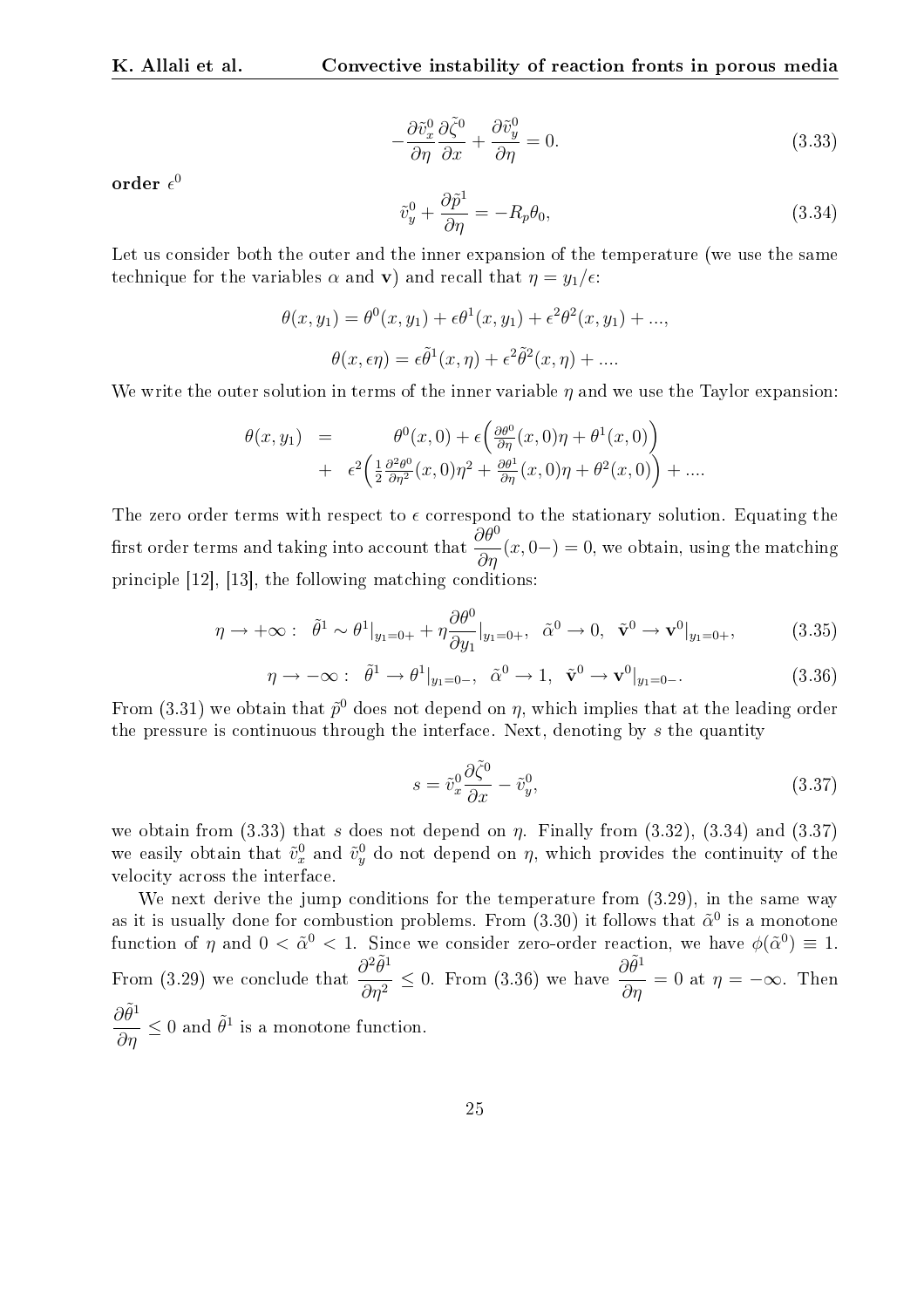$$
-\frac{\partial \tilde{v}_x^0}{\partial \eta}\frac{\partial \tilde{\zeta}^0}{\partial x} + \frac{\partial \tilde{v}_y^0}{\partial \eta} = 0. \tag{3.33}
$$

**order $\epsilon^0$**

$$
\tilde{v}_y^0 + \frac{\partial \tilde{p}^1}{\partial \eta} = -R_p \theta_0, \tag{3.34}
$$

Let us consider both the outer and the inner expansion of the temperature (we use the same technique for the variables $\alpha$ and $\mathbf{v}$) and recall that $\eta = y_1/\epsilon$:

$$
\theta(x, y_1) = \theta^0(x, y_1) + \epsilon\theta^1(x, y_1) + \epsilon^2\theta^2(x, y_1) + ...,
$$

$$
\theta(x, \epsilon\eta) = \epsilon\tilde{\theta}^1(x, \eta) + \epsilon^2\tilde{\theta}^2(x, \eta) + ....
$$

We write the outer solution in terms of the inner variable $\eta$ and we use the Taylor expansion:

$$
\begin{aligned}
\theta(x, y_1) \quad = \quad & \theta^0(x, 0) + \epsilon\Big(\tfrac{\partial \theta^0}{\partial \eta}(x, 0)\eta + \theta^1(x, 0)\Big) \\
+ \quad & \epsilon^2\Big(\tfrac{1}{2}\tfrac{\partial^2 \theta^0}{\partial \eta^2}(x, 0)\eta^2 + \tfrac{\partial \theta^1}{\partial \eta}(x, 0)\eta + \theta^2(x, 0)\Big) + ....
\end{aligned}
$$

The zero order terms with respect to $\epsilon$ correspond to the stationary solution. Equating the first order terms and taking into account that $\dfrac{\partial \theta^0}{\partial \eta}(x, 0-) = 0$, we obtain, using the matching principle [12], [13], the following matching conditions:

$$
\eta \to +\infty: \quad \tilde{\theta}^1 \sim \theta^1|_{y_1=0+} + \eta\frac{\partial \theta^0}{\partial y_1}|_{y_1=0+}, \quad \tilde{\alpha}^0 \to 0, \quad \tilde{\mathbf{v}}^0 \to \mathbf{v}^0|_{y_1=0+}, \tag{3.35}
$$

$$
\eta \to -\infty: \quad \tilde{\theta}^1 \to \theta^1|_{y_1=0-}, \quad \tilde{\alpha}^0 \to 1, \quad \tilde{\mathbf{v}}^0 \to \mathbf{v}^0|_{y_1=0-}. \tag{3.36}
$$

From (3.31) we obtain that $\tilde{p}^0$ does not depend on $\eta$, which implies that at the leading order the pressure is continuous through the interface. Next, denoting by $s$ the quantity

$$
s = \tilde{v}_x^0\frac{\partial \tilde{\zeta}^0}{\partial x} - \tilde{v}_y^0, \tag{3.37}
$$

we obtain from (3.33) that $s$ does not depend on $\eta$. Finally from (3.32), (3.34) and (3.37) we easily obtain that $\tilde{v}_x^0$ and $\tilde{v}_y^0$ do not depend on $\eta$, which provides the continuity of the velocity across the interface.

We next derive the jump conditions for the temperature from (3.29), in the same way as it is usually done for combustion problems. From (3.30) it follows that $\tilde{\alpha}^0$ is a monotone function of $\eta$ and $0 < \tilde{\alpha}^0 < 1$. Since we consider zero-order reaction, we have $\phi(\tilde{\alpha}^0) \equiv 1$. From (3.29) we conclude that $\dfrac{\partial^2 \tilde{\theta}^1}{\partial \eta^2} \leq 0$. From (3.36) we have $\dfrac{\partial \tilde{\theta}^1}{\partial \eta} = 0$ at $\eta = -\infty$. Then $\dfrac{\partial \tilde{\theta}^1}{\partial \eta} \leq 0$ and $\tilde{\theta}^1$ is a monotone function.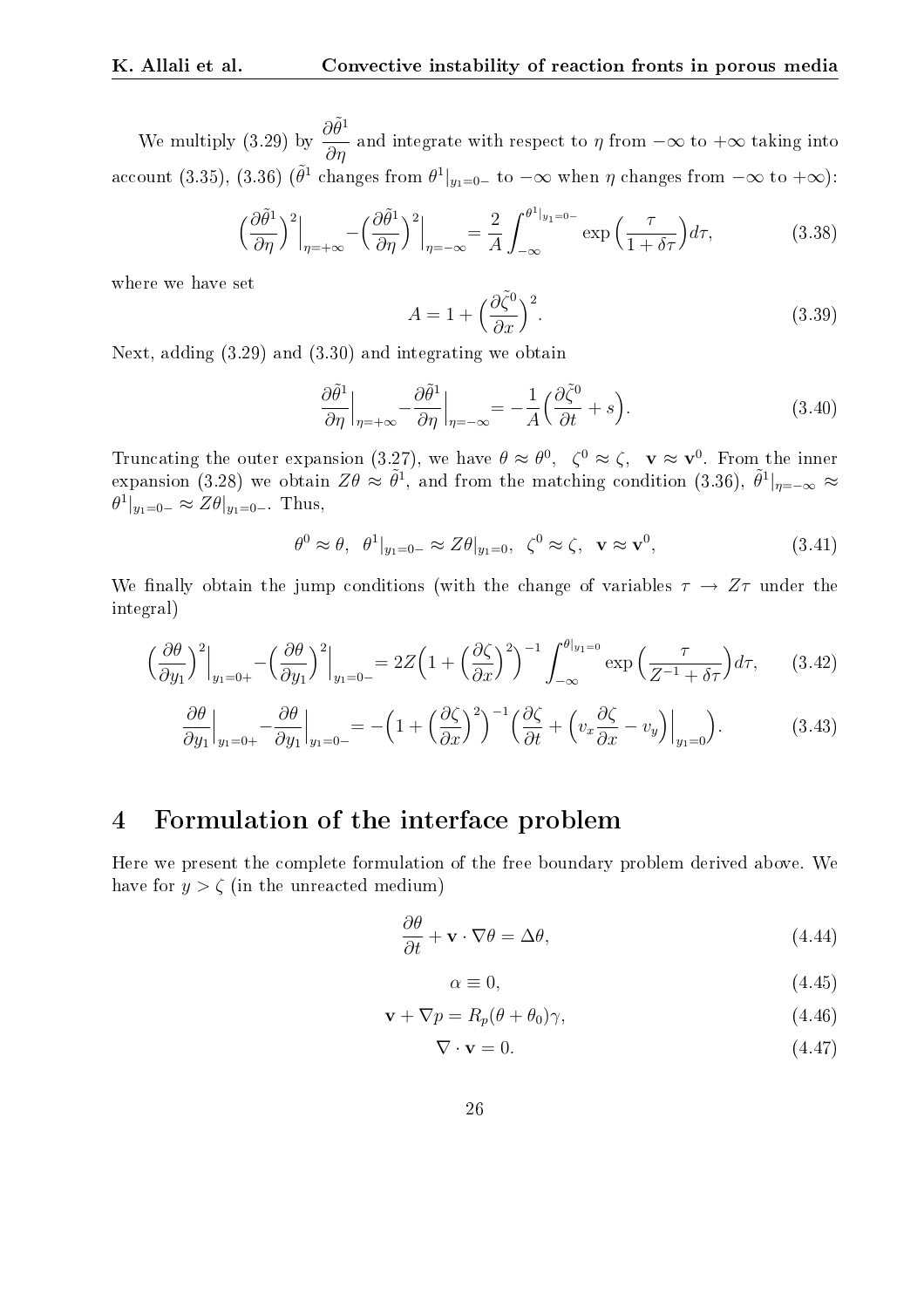We multiply (3.29) by $\dfrac{\partial \tilde{\theta}^1}{\partial \eta}$ and integrate with respect to $\eta$ from $-\infty$ to $+\infty$ taking into account (3.35), (3.36) ($\tilde{\theta}^1$ changes from $\theta^1|_{y_1=0-}$ to $-\infty$ when $\eta$ changes from $-\infty$ to $+\infty$):

$$\Big(\frac{\partial \tilde{\theta}^1}{\partial \eta}\Big)^2\Big|_{\eta=+\infty} - \Big(\frac{\partial \tilde{\theta}^1}{\partial \eta}\Big)^2\Big|_{\eta=-\infty} = \frac{2}{A}\int_{-\infty}^{\theta^1|_{y_1=0-}} \exp\Big(\frac{\tau}{1+\delta\tau}\Big)d\tau, \tag{3.38}$$

where we have set

$$A = 1 + \Big(\frac{\partial \tilde{\zeta}^0}{\partial x}\Big)^2. \tag{3.39}$$

Next, adding (3.29) and (3.30) and integrating we obtain

$$\frac{\partial \tilde{\theta}^1}{\partial \eta}\Big|_{\eta=+\infty} - \frac{\partial \tilde{\theta}^1}{\partial \eta}\Big|_{\eta=-\infty} = -\frac{1}{A}\Big(\frac{\partial \tilde{\zeta}^0}{\partial t} + s\Big). \tag{3.40}$$

Truncating the outer expansion (3.27), we have $\theta \approx \theta^0$, $\zeta^0 \approx \zeta$, $\mathbf{v} \approx \mathbf{v}^0$. From the inner expansion (3.28) we obtain $Z\theta \approx \tilde{\theta}^1$, and from the matching condition (3.36), $\tilde{\theta}^1|_{\eta=-\infty} \approx \theta^1|_{y_1=0-} \approx Z\theta|_{y_1=0-}$. Thus,

$$\theta^0 \approx \theta, \;\; \theta^1|_{y_1=0-} \approx Z\theta|_{y_1=0}, \;\; \zeta^0 \approx \zeta, \;\; \mathbf{v} \approx \mathbf{v}^0, \tag{3.41}$$

We finally obtain the jump conditions (with the change of variables $\tau \to Z\tau$ under the integral)

$$\Big(\frac{\partial \theta}{\partial y_1}\Big)^2\Big|_{y_1=0+} - \Big(\frac{\partial \theta}{\partial y_1}\Big)^2\Big|_{y_1=0-} = 2Z\Big(1 + \Big(\frac{\partial \zeta}{\partial x}\Big)^2\Big)^{-1} \int_{-\infty}^{\theta|_{y_1=0}} \exp\Big(\frac{\tau}{Z^{-1}+\delta\tau}\Big)d\tau, \tag{3.42}$$

$$\frac{\partial \theta}{\partial y_1}\Big|_{y_1=0+} - \frac{\partial \theta}{\partial y_1}\Big|_{y_1=0-} = -\Big(1 + \Big(\frac{\partial \zeta}{\partial x}\Big)^2\Big)^{-1}\Big(\frac{\partial \zeta}{\partial t} + \Big(v_x\frac{\partial \zeta}{\partial x} - v_y\Big)\Big|_{y_1=0}\Big). \tag{3.43}$$

# 4 Formulation of the interface problem

Here we present the complete formulation of the free boundary problem derived above. We have for $y > \zeta$ (in the unreacted medium)

$$\frac{\partial \theta}{\partial t} + \mathbf{v}\cdot\nabla\theta = \Delta\theta, \tag{4.44}$$

$$\alpha \equiv 0, \tag{4.45}$$

$$\mathbf{v} + \nabla p = R_p(\theta + \theta_0)\gamma, \tag{4.46}$$

$$\nabla \cdot \mathbf{v} = 0. \tag{4.47}$$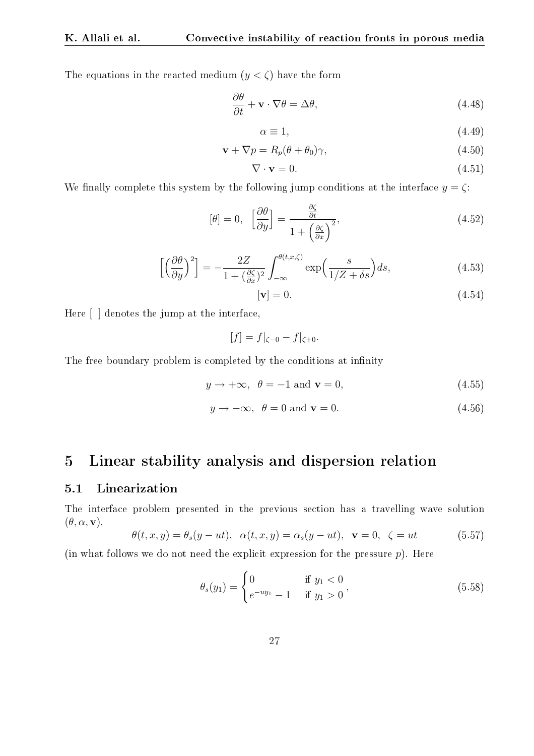The equations in the reacted medium ($y < \zeta$) have the form

$$\frac{\partial \theta}{\partial t} + \mathbf{v} \cdot \nabla \theta = \Delta \theta, \tag{4.48}$$

$$\alpha \equiv 1, \tag{4.49}$$

$$\mathbf{v} + \nabla p = R_p(\theta + \theta_0)\gamma, \tag{4.50}$$

$$\nabla \cdot \mathbf{v} = 0. \tag{4.51}$$

We finally complete this system by the following jump conditions at the interface $y = \zeta$:

$$[\theta] = 0, \quad \left[\frac{\partial \theta}{\partial y}\right] = \frac{\frac{\partial \zeta}{\partial t}}{1 + \left(\frac{\partial \zeta}{\partial x}\right)^2}, \tag{4.52}$$

$$\left[\left(\frac{\partial \theta}{\partial y}\right)^2\right] = -\frac{2Z}{1 + (\frac{\partial \zeta}{\partial x})^2} \int_{-\infty}^{\theta(t,x,\zeta)} \exp\left(\frac{s}{1/Z + \delta s}\right) ds, \tag{4.53}$$

$$[\mathbf{v}] = 0. \tag{4.54}$$

Here [ ] denotes the jump at the interface,

$$[f] = f|_{\zeta - 0} - f|_{\zeta + 0}.$$

The free boundary problem is completed by the conditions at infinity

$$y \to +\infty, \quad \theta = -1 \text{ and } \mathbf{v} = 0, \tag{4.55}$$

$$y \to -\infty, \quad \theta = 0 \text{ and } \mathbf{v} = 0. \tag{4.56}$$

# 5 Linear stability analysis and dispersion relation

## 5.1 Linearization

The interface problem presented in the previous section has a travelling wave solution $(\theta, \alpha, \mathbf{v})$,

$$\theta(t, x, y) = \theta_s(y - ut), \quad \alpha(t, x, y) = \alpha_s(y - ut), \quad \mathbf{v} = 0, \quad \zeta = ut \tag{5.57}$$

(in what follows we do not need the explicit expression for the pressure $p$). Here

$$\theta_s(y_1) = \begin{cases} 0 & \text{if } y_1 < 0 \\ e^{-uy_1} - 1 & \text{if } y_1 > 0 \end{cases}, \tag{5.58}$$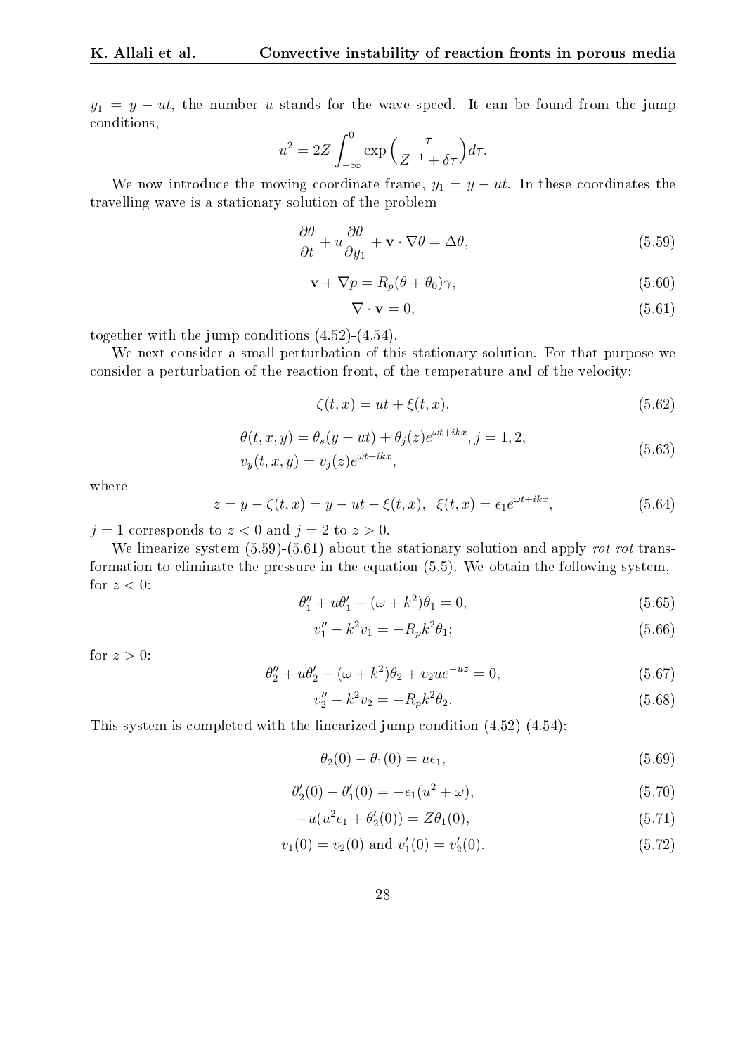$y_1 = y - ut$, the number $u$ stands for the wave speed. It can be found from the jump conditions,

$$u^2 = 2Z \int_{-\infty}^{0} \exp\Big(\frac{\tau}{Z^{-1} + \delta\tau}\Big) d\tau.$$

We now introduce the moving coordinate frame, $y_1 = y - ut$. In these coordinates the travelling wave is a stationary solution of the problem

$$\frac{\partial \theta}{\partial t} + u\frac{\partial \theta}{\partial y_1} + \mathbf{v} \cdot \nabla\theta = \Delta\theta, \tag{5.59}$$

$$\mathbf{v} + \nabla p = R_p(\theta + \theta_0)\gamma, \tag{5.60}$$

$$\nabla \cdot \mathbf{v} = 0, \tag{5.61}$$

together with the jump conditions (4.52)-(4.54).

We next consider a small perturbation of this stationary solution. For that purpose we consider a perturbation of the reaction front, of the temperature and of the velocity:

$$\zeta(t, x) = ut + \xi(t, x), \tag{5.62}$$

$$\begin{aligned} &\theta(t, x, y) = \theta_s(y - ut) + \theta_j(z)e^{\omega t + ikx}, j = 1, 2, \\ &v_y(t, x, y) = v_j(z)e^{\omega t + ikx}, \end{aligned} \tag{5.63}$$

where

$$z = y - \zeta(t, x) = y - ut - \xi(t, x), \;\; \xi(t, x) = \epsilon_1 e^{\omega t + ikx}, \tag{5.64}$$

$j = 1$ corresponds to $z < 0$ and $j = 2$ to $z > 0$.

We linearize system (5.59)-(5.61) about the stationary solution and apply *rot rot* transformation to eliminate the pressure in the equation (5.5). We obtain the following system, for $z < 0$:

$$\theta_1'' + u\theta_1' - (\omega + k^2)\theta_1 = 0, \tag{5.65}$$

$$v_1'' - k^2 v_1 = -R_p k^2 \theta_1; \tag{5.66}$$

for $z > 0$:

$$\theta_2'' + u\theta_2' - (\omega + k^2)\theta_2 + v_2 u e^{-uz} = 0, \tag{5.67}$$

$$v_2'' - k^2 v_2 = -R_p k^2 \theta_2. \tag{5.68}$$

This system is completed with the linearized jump condition (4.52)-(4.54):

$$\theta_2(0) - \theta_1(0) = u\epsilon_1, \tag{5.69}$$

$$\theta_2'(0) - \theta_1'(0) = -\epsilon_1(u^2 + \omega), \tag{5.70}$$

$$-u(u^2\epsilon_1 + \theta_2'(0)) = Z\theta_1(0), \tag{5.71}$$

$$v_1(0) = v_2(0) \text{ and } v_1'(0) = v_2'(0). \tag{5.72}$$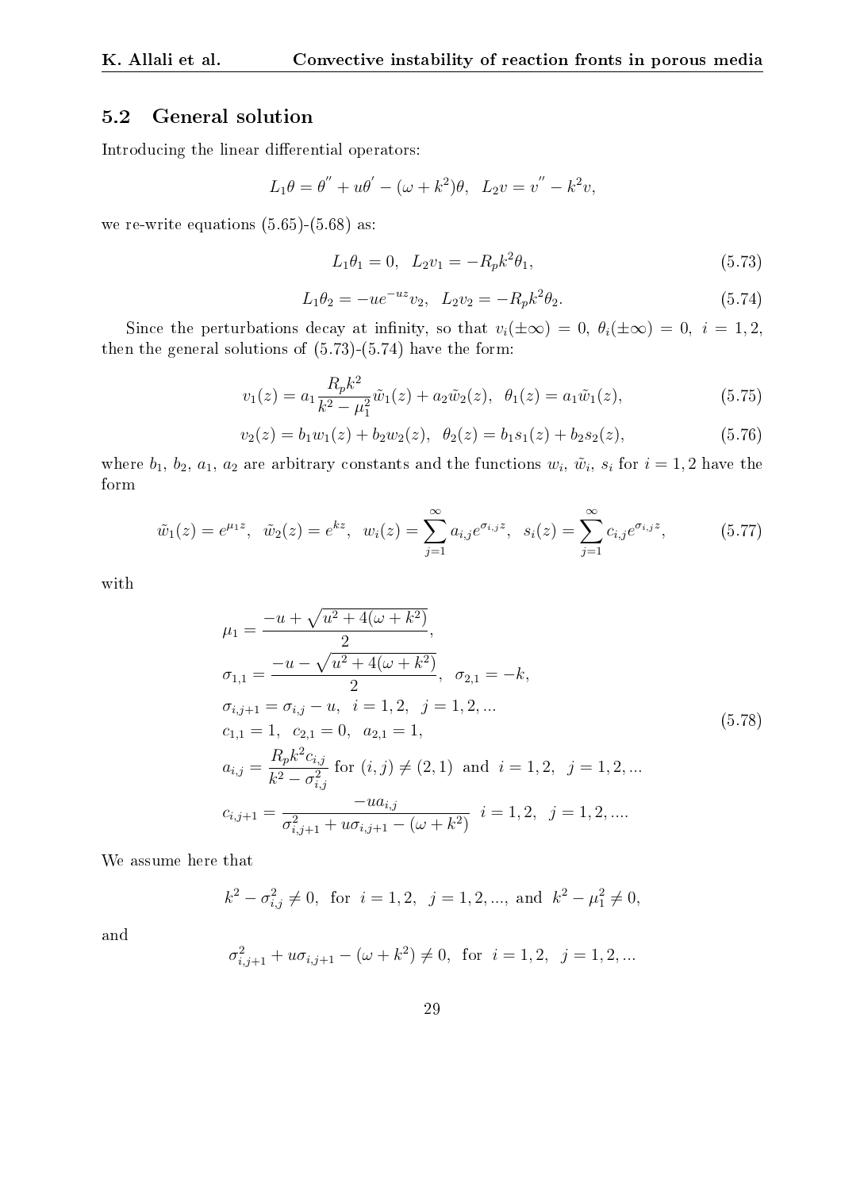### 5.2 General solution

Introducing the linear differential operators:

$$L_1\theta = \theta^{''} + u\theta^{'} - (\omega + k^2)\theta, \quad L_2 v = v^{''} - k^2 v,$$

we re-write equations (5.65)-(5.68) as:

$$L_1\theta_1 = 0, \quad L_2 v_1 = -R_p k^2 \theta_1, \tag{5.73}$$

$$L_1\theta_2 = -ue^{-uz} v_2, \quad L_2 v_2 = -R_p k^2 \theta_2. \tag{5.74}$$

Since the perturbations decay at infinity, so that $v_i(\pm\infty) = 0$, $\theta_i(\pm\infty) = 0$, $i = 1, 2$, then the general solutions of (5.73)-(5.74) have the form:

$$v_1(z) = a_1 \frac{R_p k^2}{k^2 - \mu_1^2} \tilde{w}_1(z) + a_2 \tilde{w}_2(z), \quad \theta_1(z) = a_1 \tilde{w}_1(z), \tag{5.75}$$

$$v_2(z) = b_1 w_1(z) + b_2 w_2(z), \quad \theta_2(z) = b_1 s_1(z) + b_2 s_2(z), \tag{5.76}$$

where $b_1$, $b_2$, $a_1$, $a_2$ are arbitrary constants and the functions $w_i$, $\tilde{w}_i$, $s_i$ for $i = 1, 2$ have the form

$$\tilde{w}_1(z) = e^{\mu_1 z}, \quad \tilde{w}_2(z) = e^{kz}, \quad w_i(z) = \sum_{j=1}^{\infty} a_{i,j} e^{\sigma_{i,j} z}, \quad s_i(z) = \sum_{j=1}^{\infty} c_{i,j} e^{\sigma_{i,j} z}, \tag{5.77}$$

with

$$\begin{aligned}
&\mu_1 = \frac{-u + \sqrt{u^2 + 4(\omega + k^2)}}{2}, \\
&\sigma_{1,1} = \frac{-u - \sqrt{u^2 + 4(\omega + k^2)}}{2}, \quad \sigma_{2,1} = -k, \\
&\sigma_{i,j+1} = \sigma_{i,j} - u, \quad i = 1, 2, \quad j = 1, 2, ... \\
&c_{1,1} = 1, \quad c_{2,1} = 0, \quad a_{2,1} = 1, \\
&a_{i,j} = \frac{R_p k^2 c_{i,j}}{k^2 - \sigma_{i,j}^2} \text{ for } (i,j) \neq (2,1) \text{ and } i = 1, 2, \quad j = 1, 2, ... \\
&c_{i,j+1} = \frac{-u a_{i,j}}{\sigma_{i,j+1}^2 + u\sigma_{i,j+1} - (\omega + k^2)} \quad i = 1, 2, \quad j = 1, 2, ....
\end{aligned} \tag{5.78}$$

We assume here that

$$k^2 - \sigma_{i,j}^2 \neq 0, \text{ for } i = 1, 2, \ j = 1, 2, ..., \text{ and } k^2 - \mu_1^2 \neq 0,$$

and

$$\sigma_{i,j+1}^2 + u\sigma_{i,j+1} - (\omega + k^2) \neq 0, \text{ for } i = 1, 2, \ j = 1, 2, ...$$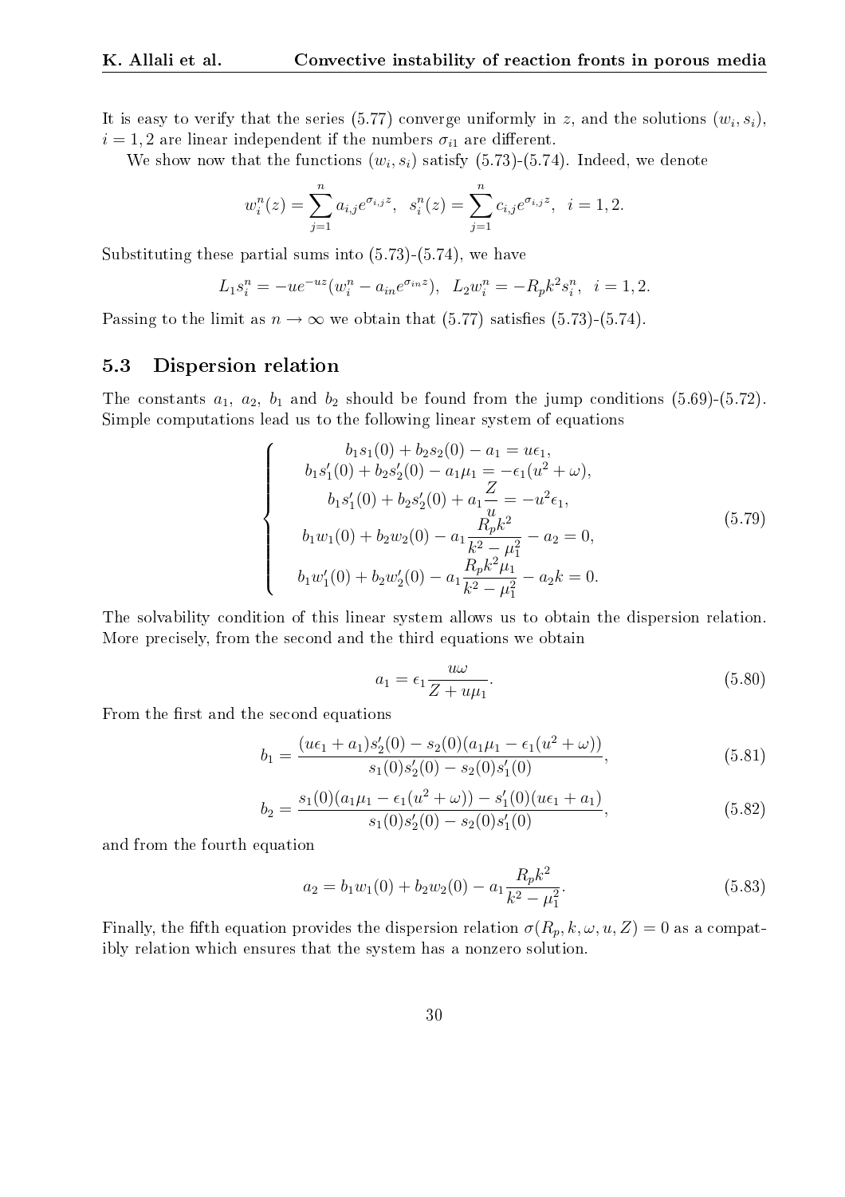It is easy to verify that the series (5.77) converge uniformly in $z$, and the solutions $(w_i, s_i)$, $i = 1, 2$ are linear independent if the numbers $\sigma_{i1}$ are different.

We show now that the functions $(w_i, s_i)$ satisfy (5.73)-(5.74). Indeed, we denote

$$w_i^n(z) = \sum_{j=1}^{n} a_{i,j} e^{\sigma_{i,j} z}, \;\; s_i^n(z) = \sum_{j=1}^{n} c_{i,j} e^{\sigma_{i,j} z}, \;\; i = 1, 2.$$

Substituting these partial sums into (5.73)-(5.74), we have

$$L_1 s_i^n = -u e^{-uz}(w_i^n - a_{in} e^{\sigma_{in} z}), \;\; L_2 w_i^n = -R_p k^2 s_i^n, \;\; i = 1, 2.$$

Passing to the limit as $n \to \infty$ we obtain that (5.77) satisfies (5.73)-(5.74).

## 5.3 Dispersion relation

The constants $a_1$, $a_2$, $b_1$ and $b_2$ should be found from the jump conditions (5.69)-(5.72). Simple computations lead us to the following linear system of equations

$$\left\{ \begin{array}{c} b_1 s_1(0) + b_2 s_2(0) - a_1 = u\epsilon_1, \\ b_1 s_1'(0) + b_2 s_2'(0) - a_1 \mu_1 = -\epsilon_1 (u^2 + \omega), \\ b_1 s_1'(0) + b_2 s_2'(0) + a_1 \dfrac{Z}{u} = -u^2 \epsilon_1, \\ b_1 w_1(0) + b_2 w_2(0) - a_1 \dfrac{R_p k^2}{k^2 - \mu_1^2} - a_2 = 0, \\ b_1 w_1'(0) + b_2 w_2'(0) - a_1 \dfrac{R_p k^2 \mu_1}{k^2 - \mu_1^2} - a_2 k = 0. \end{array} \right. \tag{5.79}$$

The solvability condition of this linear system allows us to obtain the dispersion relation. More precisely, from the second and the third equations we obtain

$$a_1 = \epsilon_1 \frac{u\omega}{Z + u\mu_1}. \tag{5.80}$$

From the first and the second equations

$$b_1 = \frac{(u\epsilon_1 + a_1) s_2'(0) - s_2(0)(a_1 \mu_1 - \epsilon_1 (u^2 + \omega))}{s_1(0) s_2'(0) - s_2(0) s_1'(0)}, \tag{5.81}$$

$$b_2 = \frac{s_1(0)(a_1 \mu_1 - \epsilon_1 (u^2 + \omega)) - s_1'(0)(u\epsilon_1 + a_1)}{s_1(0) s_2'(0) - s_2(0) s_1'(0)}, \tag{5.82}$$

and from the fourth equation

$$a_2 = b_1 w_1(0) + b_2 w_2(0) - a_1 \frac{R_p k^2}{k^2 - \mu_1^2}. \tag{5.83}$$

Finally, the fifth equation provides the dispersion relation $\sigma(R_p, k, \omega, u, Z) = 0$ as a compatibly relation which ensures that the system has a nonzero solution.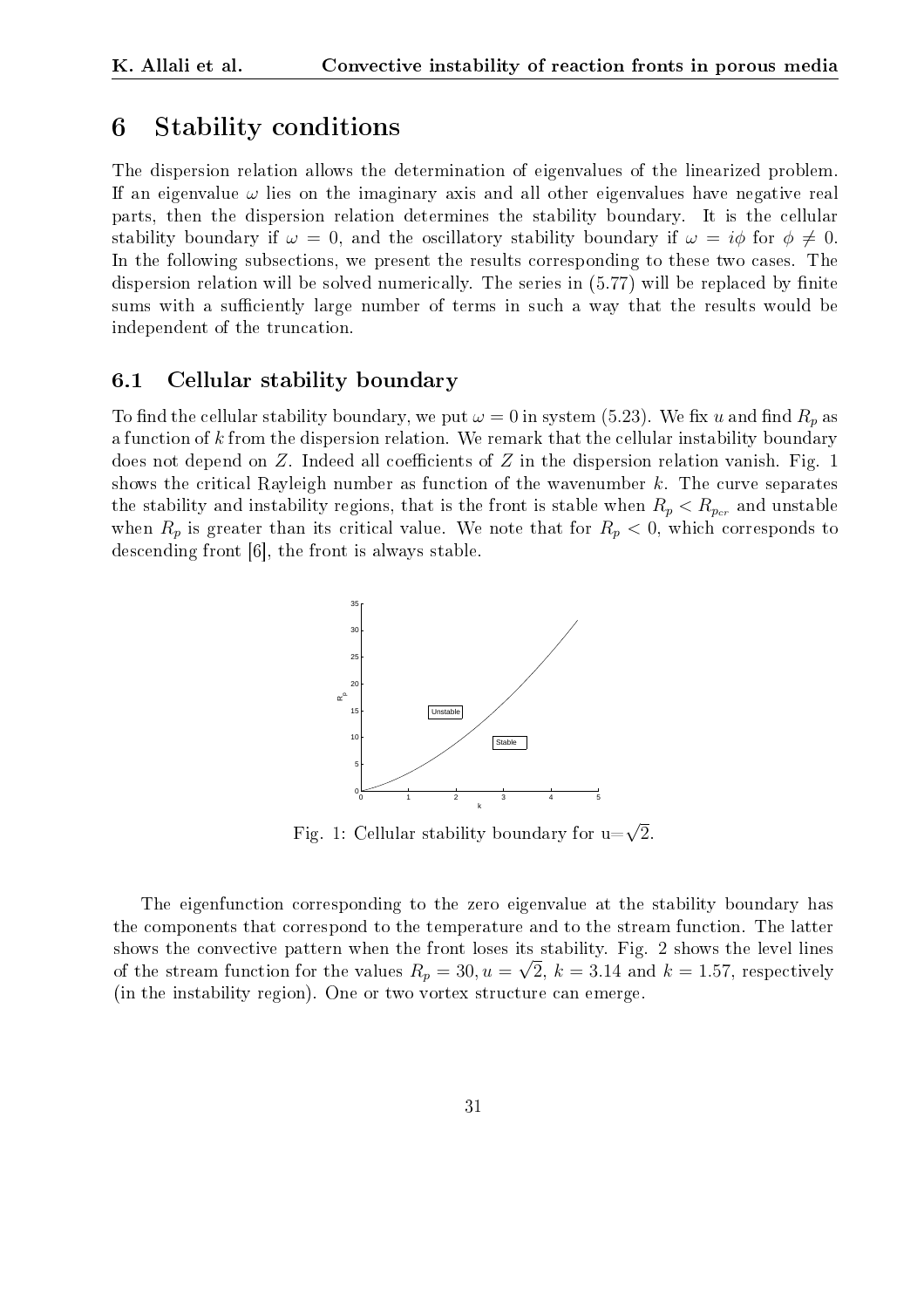## 6 Stability conditions

The dispersion relation allows the determination of eigenvalues of the linearized problem. If an eigenvalue $\omega$ lies on the imaginary axis and all other eigenvalues have negative real parts, then the dispersion relation determines the stability boundary. It is the cellular stability boundary if $\omega = 0$, and the oscillatory stability boundary if $\omega = i\phi$ for $\phi \neq 0$. In the following subsections, we present the results corresponding to these two cases. The dispersion relation will be solved numerically. The series in (5.77) will be replaced by finite sums with a sufficiently large number of terms in such a way that the results would be independent of the truncation.

### 6.1 Cellular stability boundary

To find the cellular stability boundary, we put $\omega = 0$ in system (5.23). We fix $u$ and find $R_p$ as a function of $k$ from the dispersion relation. We remark that the cellular instability boundary does not depend on $Z$. Indeed all coefficients of $Z$ in the dispersion relation vanish. Fig. 1 shows the critical Rayleigh number as function of the wavenumber $k$. The curve separates the stability and instability regions, that is the front is stable when $R_p < R_{p_{cr}}$ and unstable when $R_p$ is greater than its critical value. We note that for $R_p < 0$, which corresponds to descending front [6], the front is always stable.

Fig. 1: Cellular stability boundary for u=$\sqrt{2}$.

The eigenfunction corresponding to the zero eigenvalue at the stability boundary has the components that correspond to the temperature and to the stream function. The latter shows the convective pattern when the front loses its stability. Fig. 2 shows the level lines of the stream function for the values $R_p = 30, u = \sqrt{2}$, $k = 3.14$ and $k = 1.57$, respectively (in the instability region). One or two vortex structure can emerge.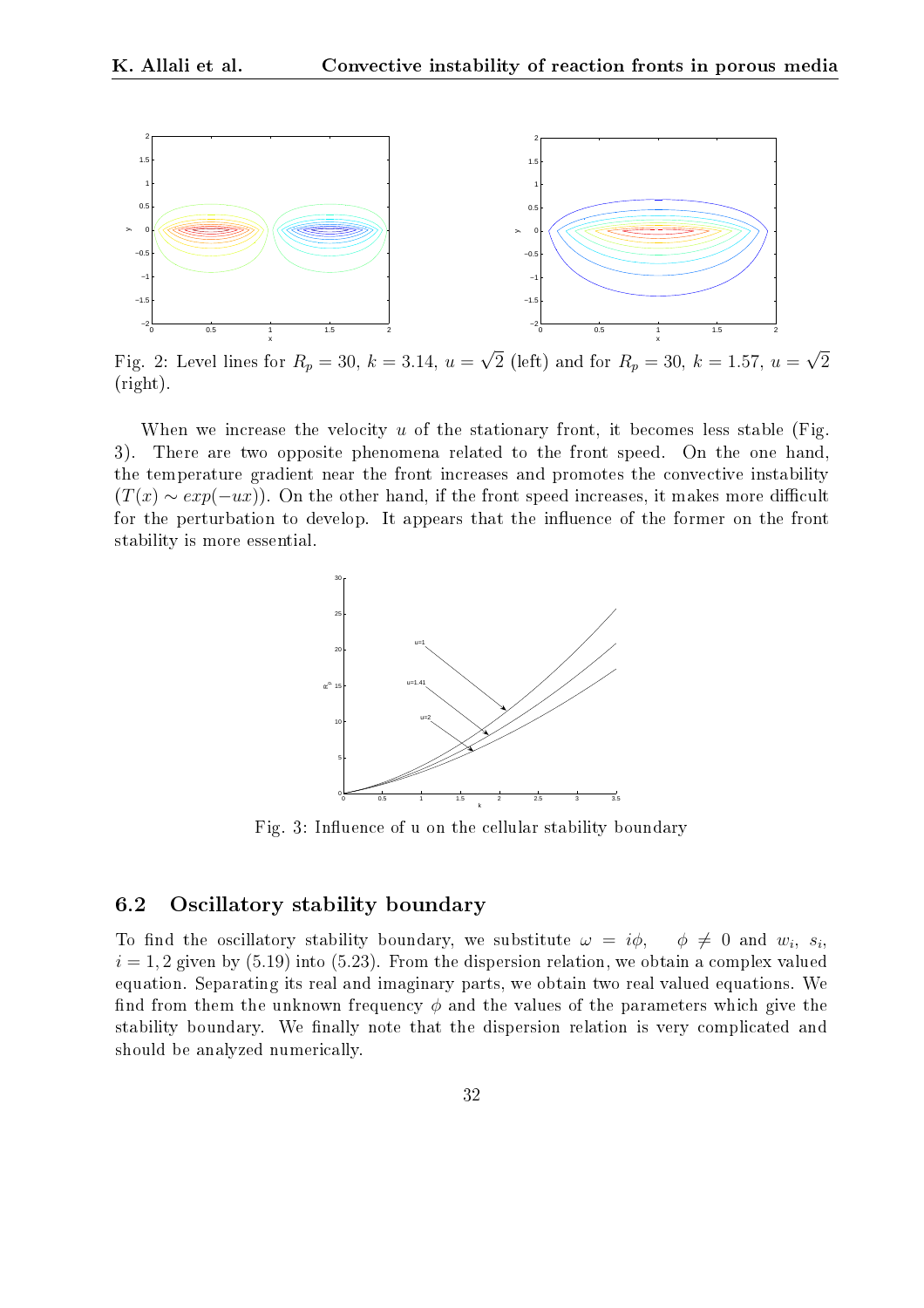Fig. 2: Level lines for $R_p = 30$, $k = 3.14$, $u = \sqrt{2}$ (left) and for $R_p = 30$, $k = 1.57$, $u = \sqrt{2}$ (right).

When we increase the velocity $u$ of the stationary front, it becomes less stable (Fig. 3). There are two opposite phenomena related to the front speed. On the one hand, the temperature gradient near the front increases and promotes the convective instability ($T(x) \sim exp(-ux)$). On the other hand, if the front speed increases, it makes more difficult for the perturbation to develop. It appears that the influence of the former on the front stability is more essential.

Fig. 3: Influence of u on the cellular stability boundary

## 6.2 Oscillatory stability boundary

To find the oscillatory stability boundary, we substitute $\omega = i\phi$, $\phi \neq 0$ and $w_i$, $s_i$, $i = 1, 2$ given by (5.19) into (5.23). From the dispersion relation, we obtain a complex valued equation. Separating its real and imaginary parts, we obtain two real valued equations. We find from them the unknown frequency $\phi$ and the values of the parameters which give the stability boundary. We finally note that the dispersion relation is very complicated and should be analyzed numerically.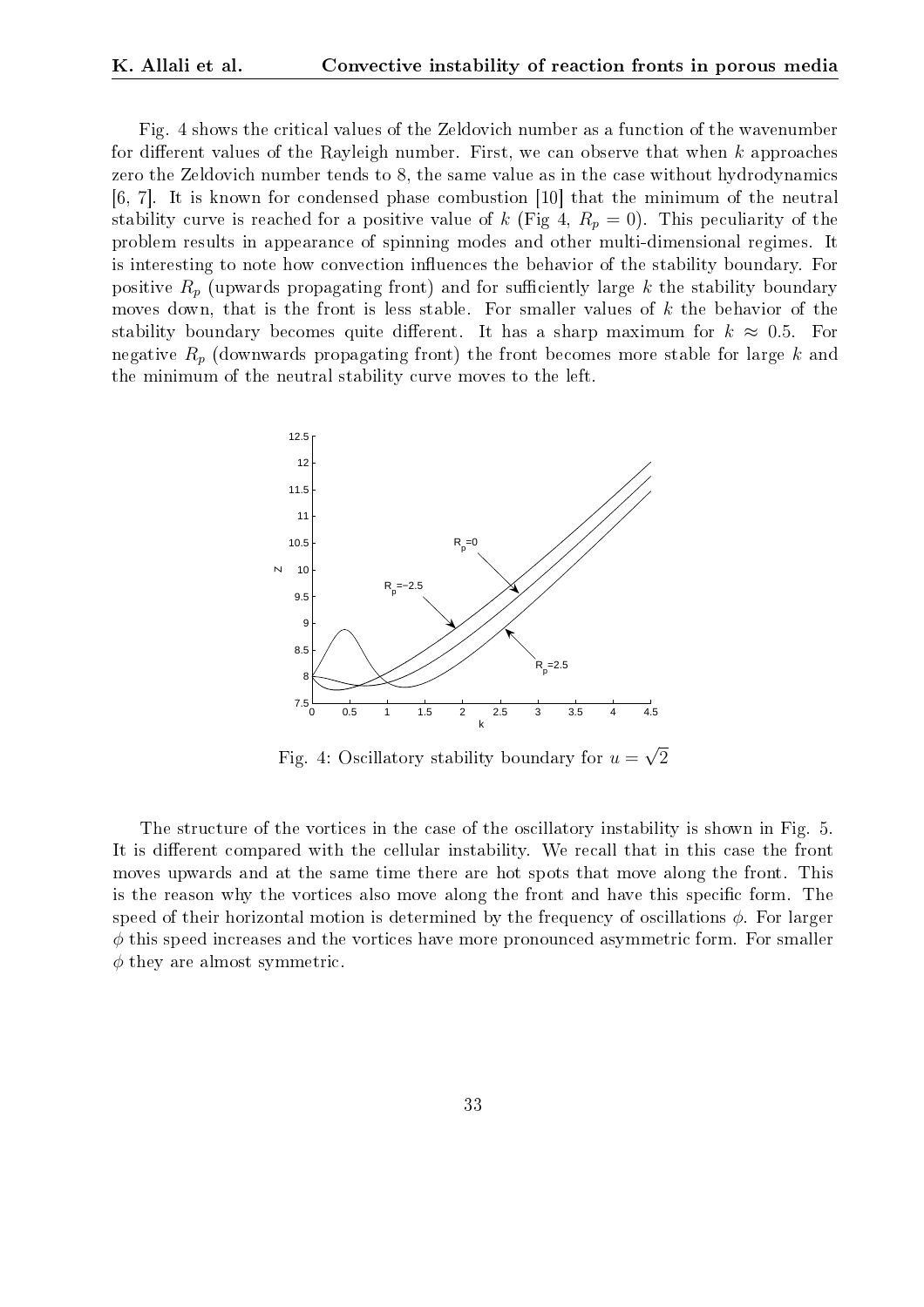Fig. 4 shows the critical values of the Zeldovich number as a function of the wavenumber for different values of the Rayleigh number. First, we can observe that when $k$ approaches zero the Zeldovich number tends to 8, the same value as in the case without hydrodynamics [6, 7]. It is known for condensed phase combustion [10] that the minimum of the neutral stability curve is reached for a positive value of $k$ (Fig 4, $R_p = 0$). This peculiarity of the problem results in appearance of spinning modes and other multi-dimensional regimes. It is interesting to note how convection influences the behavior of the stability boundary. For positive $R_p$ (upwards propagating front) and for sufficiently large $k$ the stability boundary moves down, that is the front is less stable. For smaller values of $k$ the behavior of the stability boundary becomes quite different. It has a sharp maximum for $k \approx 0.5$. For negative $R_p$ (downwards propagating front) the front becomes more stable for large $k$ and the minimum of the neutral stability curve moves to the left.

Fig. 4: Oscillatory stability boundary for $u = \sqrt{2}$

The structure of the vortices in the case of the oscillatory instability is shown in Fig. 5. It is different compared with the cellular instability. We recall that in this case the front moves upwards and at the same time there are hot spots that move along the front. This is the reason why the vortices also move along the front and have this specific form. The speed of their horizontal motion is determined by the frequency of oscillations $\phi$. For larger $\phi$ this speed increases and the vortices have more pronounced asymmetric form. For smaller $\phi$ they are almost symmetric.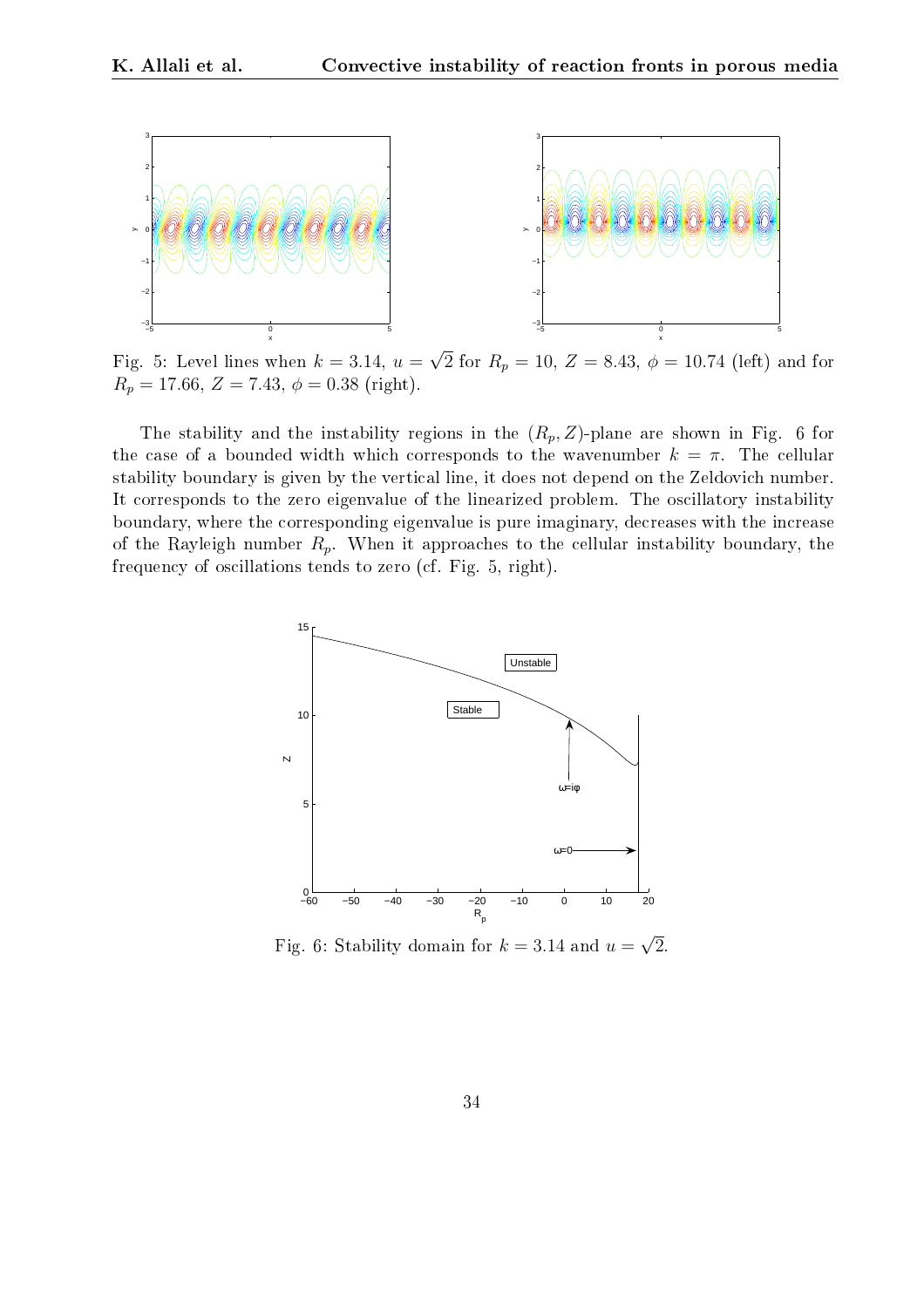Fig. 5: Level lines when $k = 3.14$, $u = \sqrt{2}$ for $R_p = 10$, $Z = 8.43$, $\phi = 10.74$ (left) and for $R_p = 17.66$, $Z = 7.43$, $\phi = 0.38$ (right).

The stability and the instability regions in the $(R_p, Z)$-plane are shown in Fig. 6 for the case of a bounded width which corresponds to the wavenumber $k = \pi$. The cellular stability boundary is given by the vertical line, it does not depend on the Zeldovich number. It corresponds to the zero eigenvalue of the linearized problem. The oscillatory instability boundary, where the corresponding eigenvalue is pure imaginary, decreases with the increase of the Rayleigh number $R_p$. When it approaches to the cellular instability boundary, the frequency of oscillations tends to zero (cf. Fig. 5, right).

Fig. 6: Stability domain for $k = 3.14$ and $u = \sqrt{2}$.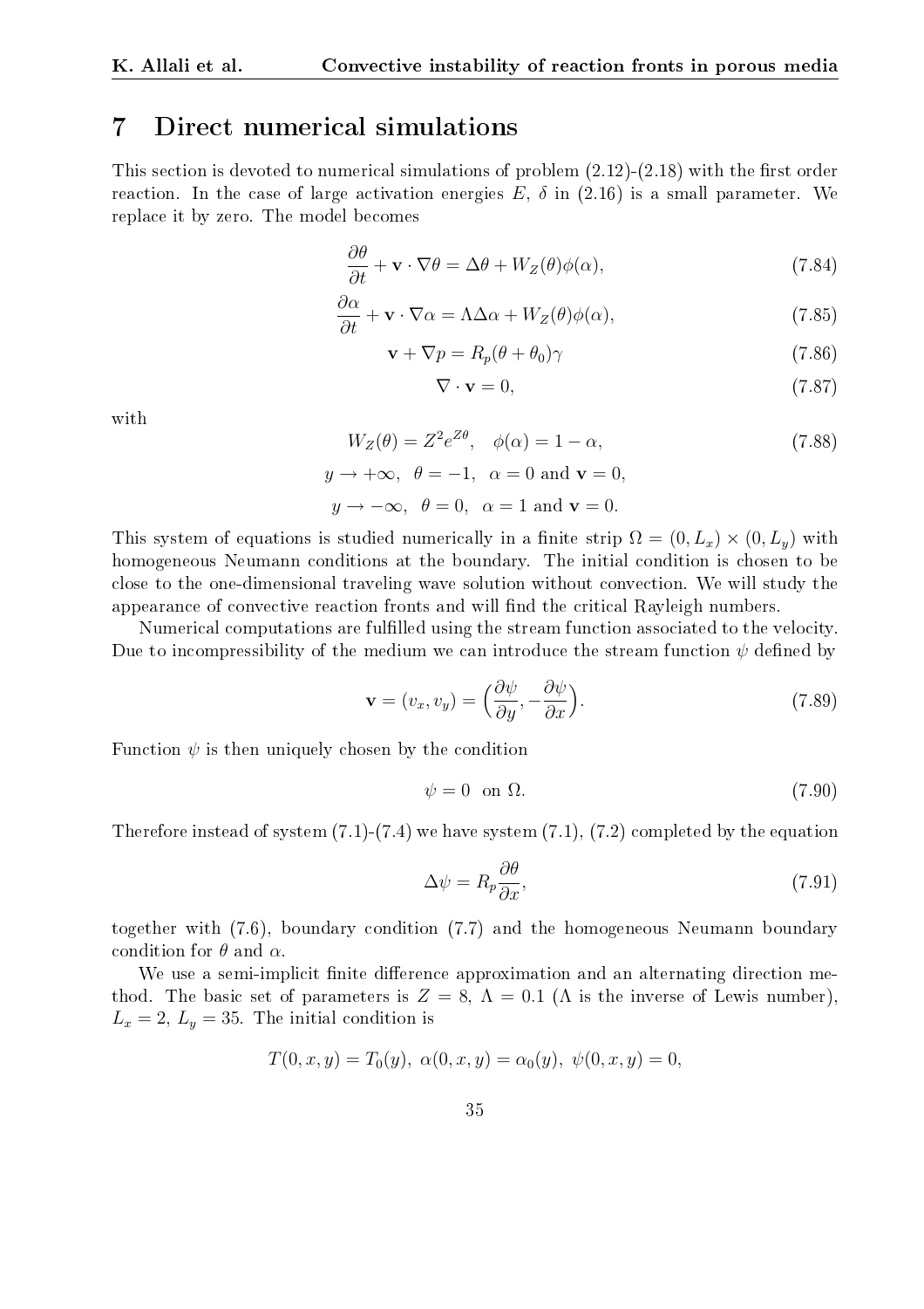## 7 Direct numerical simulations

This section is devoted to numerical simulations of problem (2.12)-(2.18) with the first order reaction. In the case of large activation energies $E$, $\delta$ in (2.16) is a small parameter. We replace it by zero. The model becomes

$$\frac{\partial \theta}{\partial t} + \mathbf{v} \cdot \nabla \theta = \Delta \theta + W_Z(\theta)\phi(\alpha), \tag{7.84}$$

$$\frac{\partial \alpha}{\partial t} + \mathbf{v} \cdot \nabla \alpha = \Lambda \Delta \alpha + W_Z(\theta)\phi(\alpha), \tag{7.85}$$

$$\mathbf{v} + \nabla p = R_p(\theta + \theta_0)\gamma \tag{7.86}$$

$$\nabla \cdot \mathbf{v} = 0, \tag{7.87}$$

with

$$W_Z(\theta) = Z^2 e^{Z\theta}, \quad \phi(\alpha) = 1 - \alpha, \tag{7.88}$$

$$y \to +\infty, \quad \theta = -1, \quad \alpha = 0 \text{ and } \mathbf{v} = 0,$$

$$y \to -\infty, \quad \theta = 0, \quad \alpha = 1 \text{ and } \mathbf{v} = 0.$$

This system of equations is studied numerically in a finite strip $\Omega = (0, L_x) \times (0, L_y)$ with homogeneous Neumann conditions at the boundary. The initial condition is chosen to be close to the one-dimensional traveling wave solution without convection. We will study the appearance of convective reaction fronts and will find the critical Rayleigh numbers.

Numerical computations are fulfilled using the stream function associated to the velocity. Due to incompressibility of the medium we can introduce the stream function $\psi$ defined by

$$\mathbf{v} = (v_x, v_y) = \Big(\frac{\partial \psi}{\partial y}, -\frac{\partial \psi}{\partial x}\Big). \tag{7.89}$$

Function $\psi$ is then uniquely chosen by the condition

$$\psi = 0 \quad \text{on } \Omega. \tag{7.90}$$

Therefore instead of system (7.1)-(7.4) we have system (7.1), (7.2) completed by the equation

$$\Delta \psi = R_p \frac{\partial \theta}{\partial x}, \tag{7.91}$$

together with (7.6), boundary condition (7.7) and the homogeneous Neumann boundary condition for $\theta$ and $\alpha$.

We use a semi-implicit finite difference approximation and an alternating direction method. The basic set of parameters is $Z = 8$, $\Lambda = 0.1$ ($\Lambda$ is the inverse of Lewis number), $L_x = 2$, $L_y = 35$. The initial condition is

$$T(0, x, y) = T_0(y), \ \alpha(0, x, y) = \alpha_0(y), \ \psi(0, x, y) = 0,$$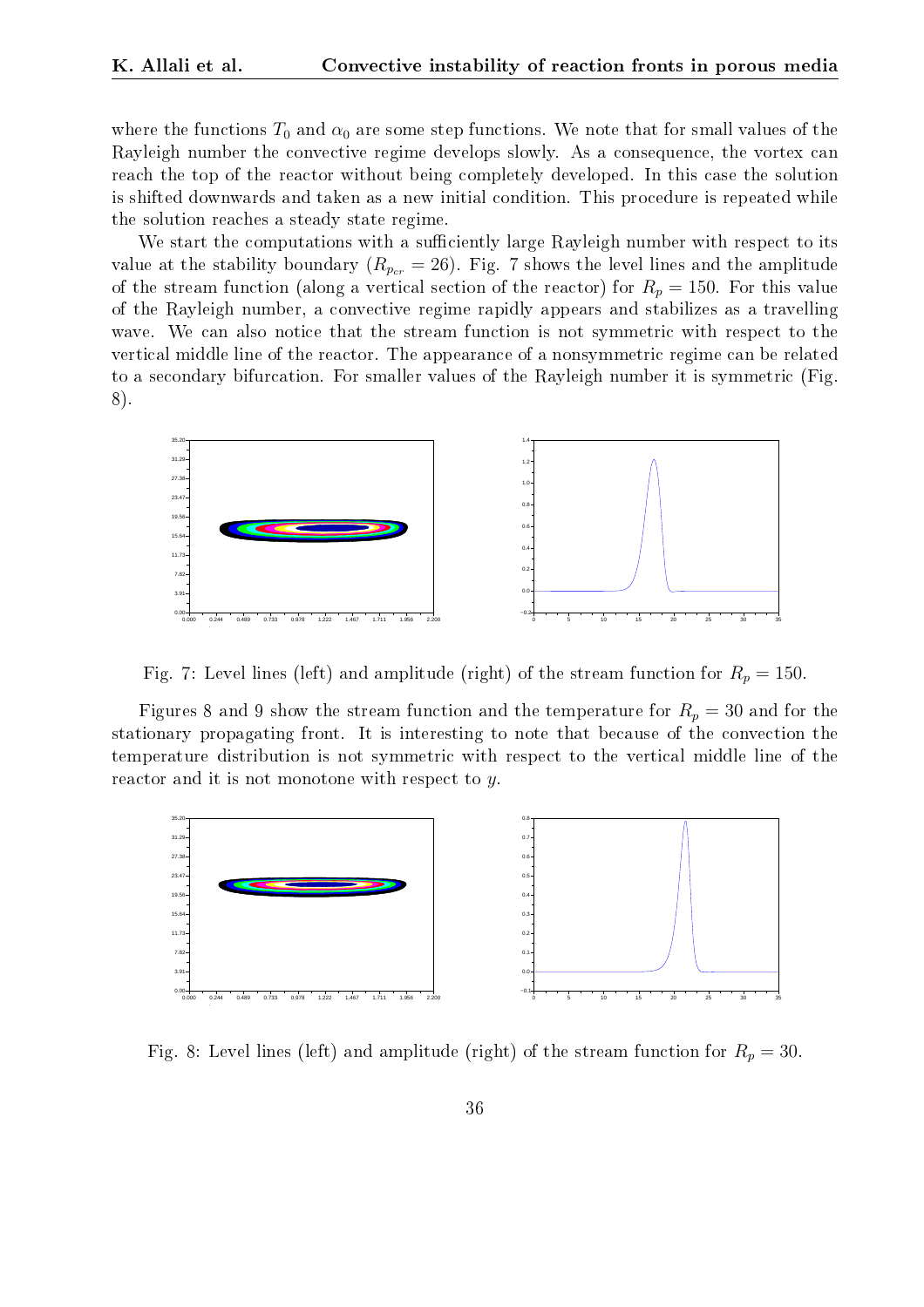where the functions $T_0$ and $\alpha_0$ are some step functions. We note that for small values of the Rayleigh number the convective regime develops slowly. As a consequence, the vortex can reach the top of the reactor without being completely developed. In this case the solution is shifted downwards and taken as a new initial condition. This procedure is repeated while the solution reaches a steady state regime.

We start the computations with a sufficiently large Rayleigh number with respect to its value at the stability boundary ($R_{p_{cr}} = 26$). Fig. 7 shows the level lines and the amplitude of the stream function (along a vertical section of the reactor) for $R_p = 150$. For this value of the Rayleigh number, a convective regime rapidly appears and stabilizes as a travelling wave. We can also notice that the stream function is not symmetric with respect to the vertical middle line of the reactor. The appearance of a nonsymmetric regime can be related to a secondary bifurcation. For smaller values of the Rayleigh number it is symmetric (Fig. 8).

Fig. 7: Level lines (left) and amplitude (right) of the stream function for $R_p = 150$.

Figures 8 and 9 show the stream function and the temperature for $R_p = 30$ and for the stationary propagating front. It is interesting to note that because of the convection the temperature distribution is not symmetric with respect to the vertical middle line of the reactor and it is not monotone with respect to $y$.

Fig. 8: Level lines (left) and amplitude (right) of the stream function for $R_p = 30$.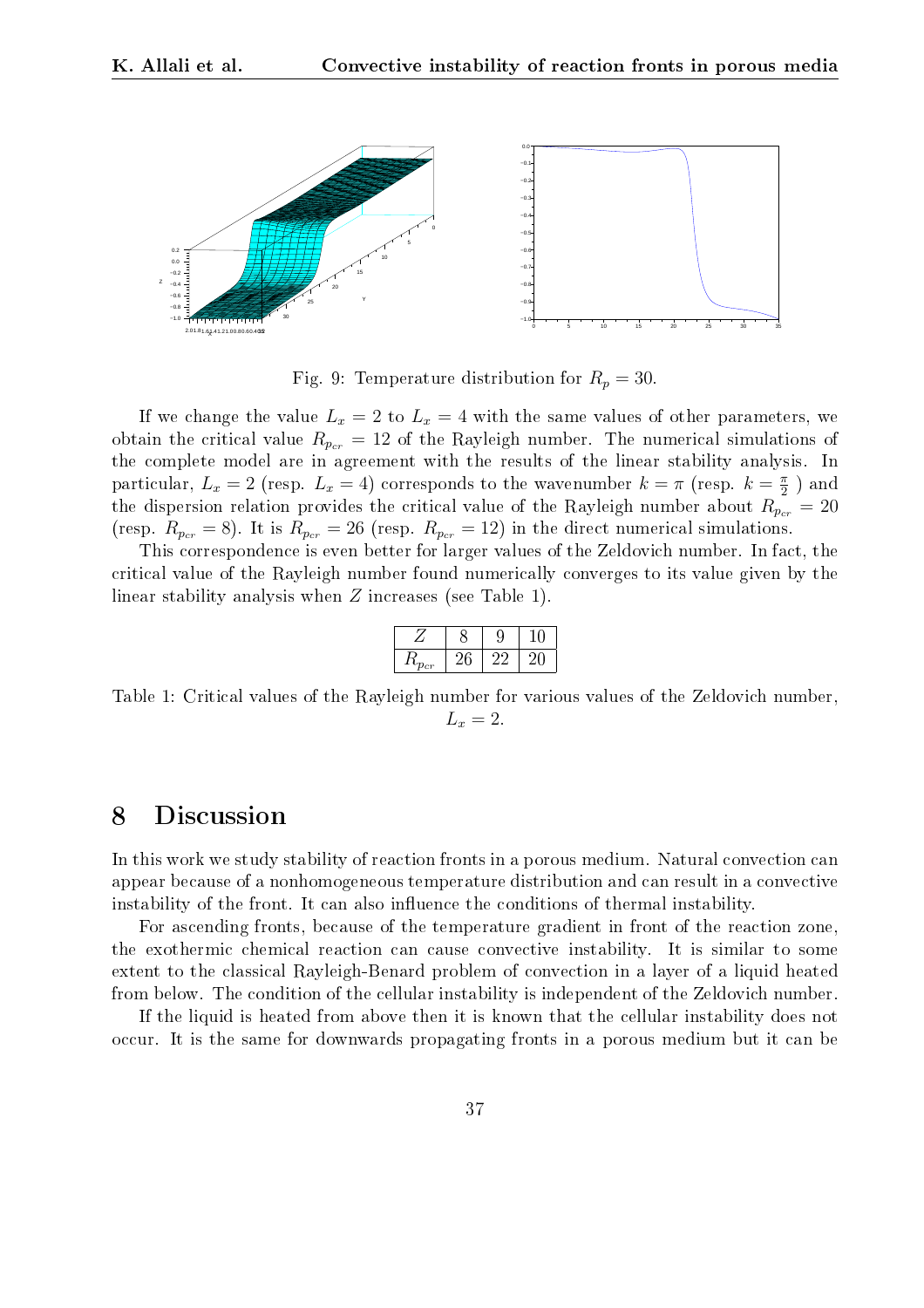Fig. 9: Temperature distribution for $R_p = 30$.

If we change the value $L_x = 2$ to $L_x = 4$ with the same values of other parameters, we obtain the critical value $R_{p_{cr}} = 12$ of the Rayleigh number. The numerical simulations of the complete model are in agreement with the results of the linear stability analysis. In particular, $L_x = 2$ (resp. $L_x = 4$) corresponds to the wavenumber $k = \pi$ (resp. $k = \frac{\pi}{2}$ ) and the dispersion relation provides the critical value of the Rayleigh number about $R_{p_{cr}} = 20$ (resp. $R_{p_{cr}} = 8$). It is $R_{p_{cr}} = 26$ (resp. $R_{p_{cr}} = 12$) in the direct numerical simulations.

This correspondence is even better for larger values of the Zeldovich number. In fact, the critical value of the Rayleigh number found numerically converges to its value given by the linear stability analysis when $Z$ increases (see Table 1).

| $Z$ | 8 | 9 | 10 |
|---|---|---|---|
| $R_{p_{cr}}$ | 26 | 22 | 20 |

Table 1: Critical values of the Rayleigh number for various values of the Zeldovich number, $L_x = 2$.

## 8 Discussion

In this work we study stability of reaction fronts in a porous medium. Natural convection can appear because of a nonhomogeneous temperature distribution and can result in a convective instability of the front. It can also influence the conditions of thermal instability.

For ascending fronts, because of the temperature gradient in front of the reaction zone, the exothermic chemical reaction can cause convective instability. It is similar to some extent to the classical Rayleigh-Benard problem of convection in a layer of a liquid heated from below. The condition of the cellular instability is independent of the Zeldovich number.

If the liquid is heated from above then it is known that the cellular instability does not occur. It is the same for downwards propagating fronts in a porous medium but it can be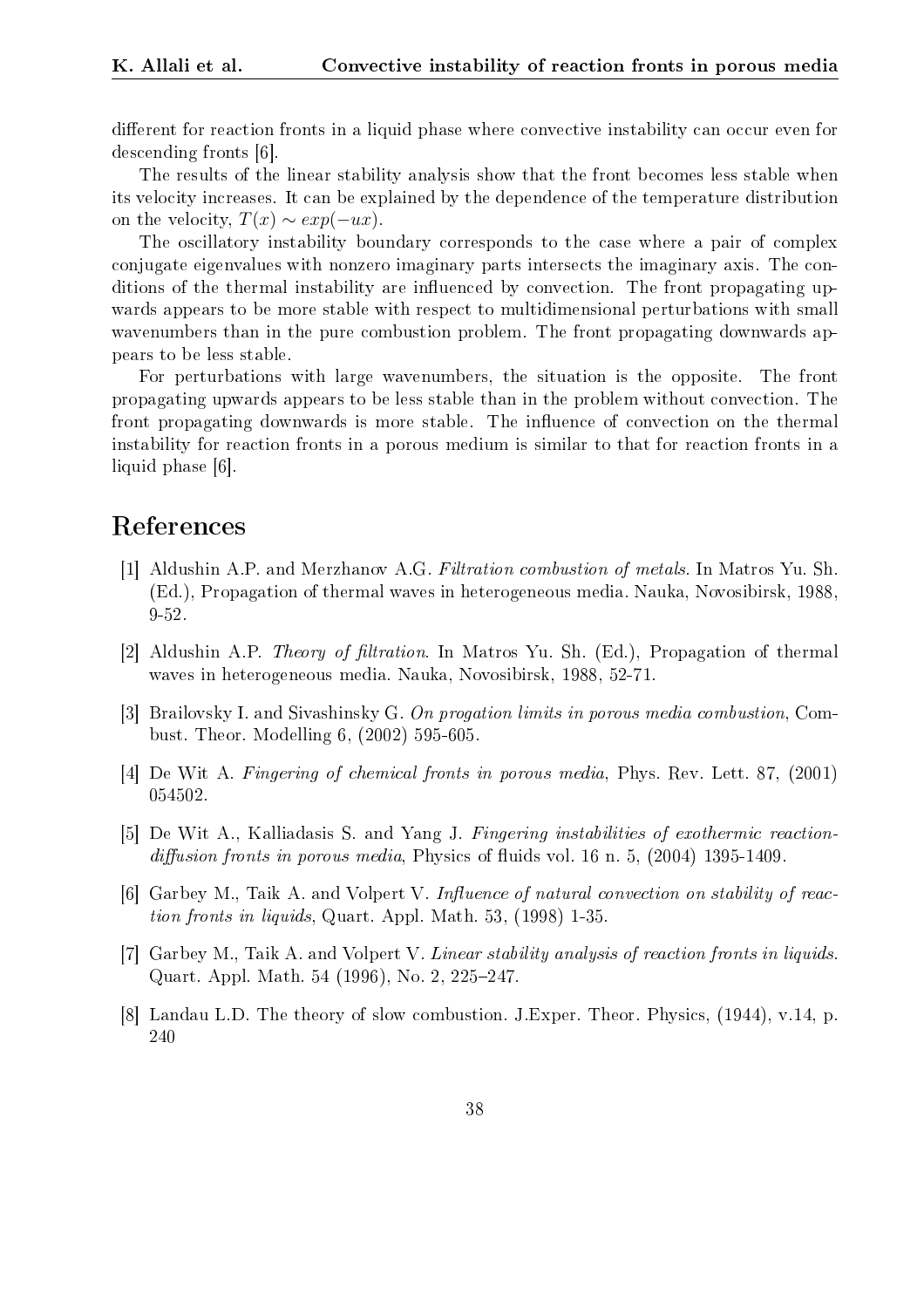different for reaction fronts in a liquid phase where convective instability can occur even for descending fronts [6].

The results of the linear stability analysis show that the front becomes less stable when its velocity increases. It can be explained by the dependence of the temperature distribution on the velocity, $T(x) \sim exp(-ux)$.

The oscillatory instability boundary corresponds to the case where a pair of complex conjugate eigenvalues with nonzero imaginary parts intersects the imaginary axis. The conditions of the thermal instability are influenced by convection. The front propagating upwards appears to be more stable with respect to multidimensional perturbations with small wavenumbers than in the pure combustion problem. The front propagating downwards appears to be less stable.

For perturbations with large wavenumbers, the situation is the opposite. The front propagating upwards appears to be less stable than in the problem without convection. The front propagating downwards is more stable. The influence of convection on the thermal instability for reaction fronts in a porous medium is similar to that for reaction fronts in a liquid phase [6].

# References

[1] Aldushin A.P. and Merzhanov A.G. *Filtration combustion of metals*. In Matros Yu. Sh. (Ed.), Propagation of thermal waves in heterogeneous media. Nauka, Novosibirsk, 1988, 9-52.

[2] Aldushin A.P. *Theory of filtration*. In Matros Yu. Sh. (Ed.), Propagation of thermal waves in heterogeneous media. Nauka, Novosibirsk, 1988, 52-71.

[3] Brailovsky I. and Sivashinsky G. *On progation limits in porous media combustion*, Combust. Theor. Modelling 6, (2002) 595-605.

[4] De Wit A. *Fingering of chemical fronts in porous media*, Phys. Rev. Lett. 87, (2001) 054502.

[5] De Wit A., Kalliadasis S. and Yang J. *Fingering instabilities of exothermic reaction-diffusion fronts in porous media*, Physics of fluids vol. 16 n. 5, (2004) 1395-1409.

[6] Garbey M., Taik A. and Volpert V. *Influence of natural convection on stability of reaction fronts in liquids*, Quart. Appl. Math. 53, (1998) 1-35.

[7] Garbey M., Taik A. and Volpert V. *Linear stability analysis of reaction fronts in liquids*. Quart. Appl. Math. 54 (1996), No. 2, 225–247.

[8] Landau L.D. The theory of slow combustion. J.Exper. Theor. Physics, (1944), v.14, p. 240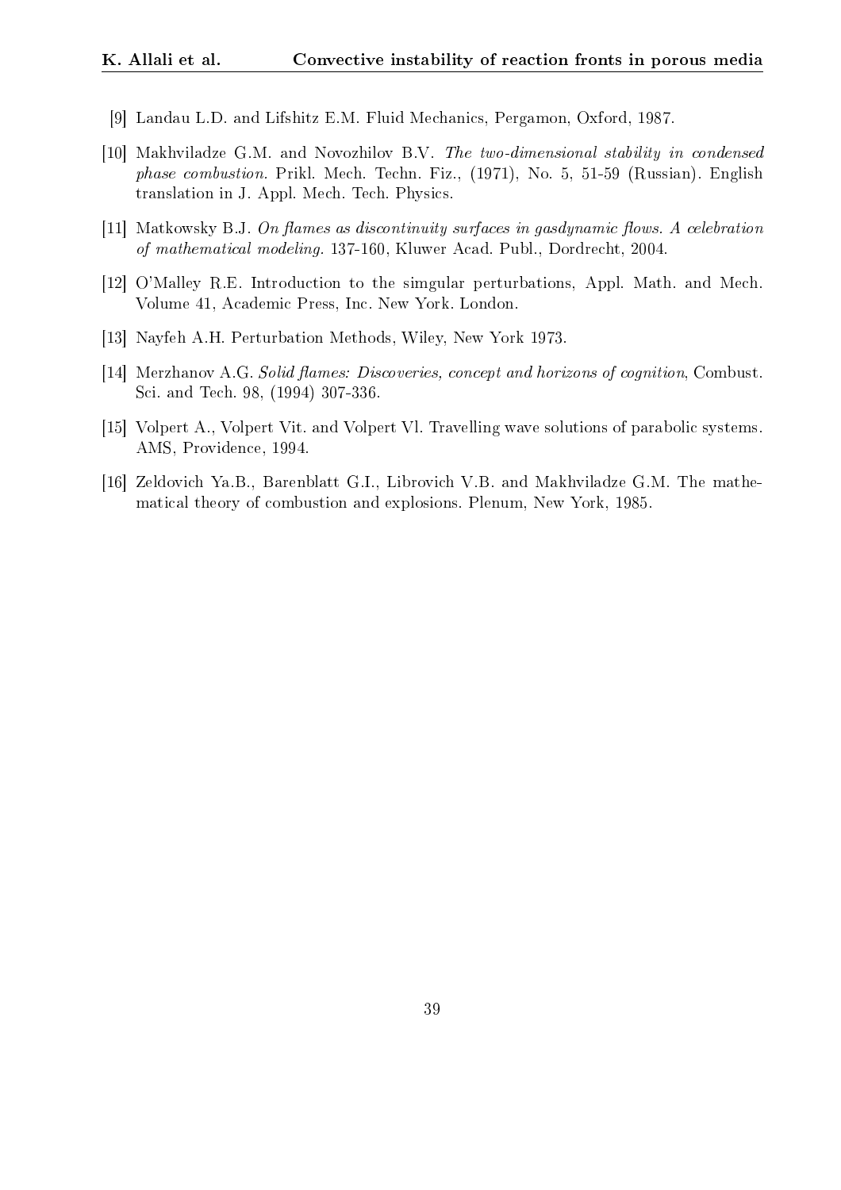[9] Landau L.D. and Lifshitz E.M. Fluid Mechanics, Pergamon, Oxford, 1987.

[10] Makhviladze G.M. and Novozhilov B.V. *The two-dimensional stability in condensed phase combustion.* Prikl. Mech. Techn. Fiz., (1971), No. 5, 51-59 (Russian). English translation in J. Appl. Mech. Tech. Physics.

[11] Matkowsky B.J. *On flames as discontinuity surfaces in gasdynamic flows. A celebration of mathematical modeling.* 137-160, Kluwer Acad. Publ., Dordrecht, 2004.

[12] O'Malley R.E. Introduction to the simgular perturbations, Appl. Math. and Mech. Volume 41, Academic Press, Inc. New York. London.

[13] Nayfeh A.H. Perturbation Methods, Wiley, New York 1973.

[14] Merzhanov A.G. *Solid flames: Discoveries, concept and horizons of cognition*, Combust. Sci. and Tech. 98, (1994) 307-336.

[15] Volpert A., Volpert Vit. and Volpert Vl. Travelling wave solutions of parabolic systems. AMS, Providence, 1994.

[16] Zeldovich Ya.B., Barenblatt G.I., Librovich V.B. and Makhviladze G.M. The mathematical theory of combustion and explosions. Plenum, New York, 1985.